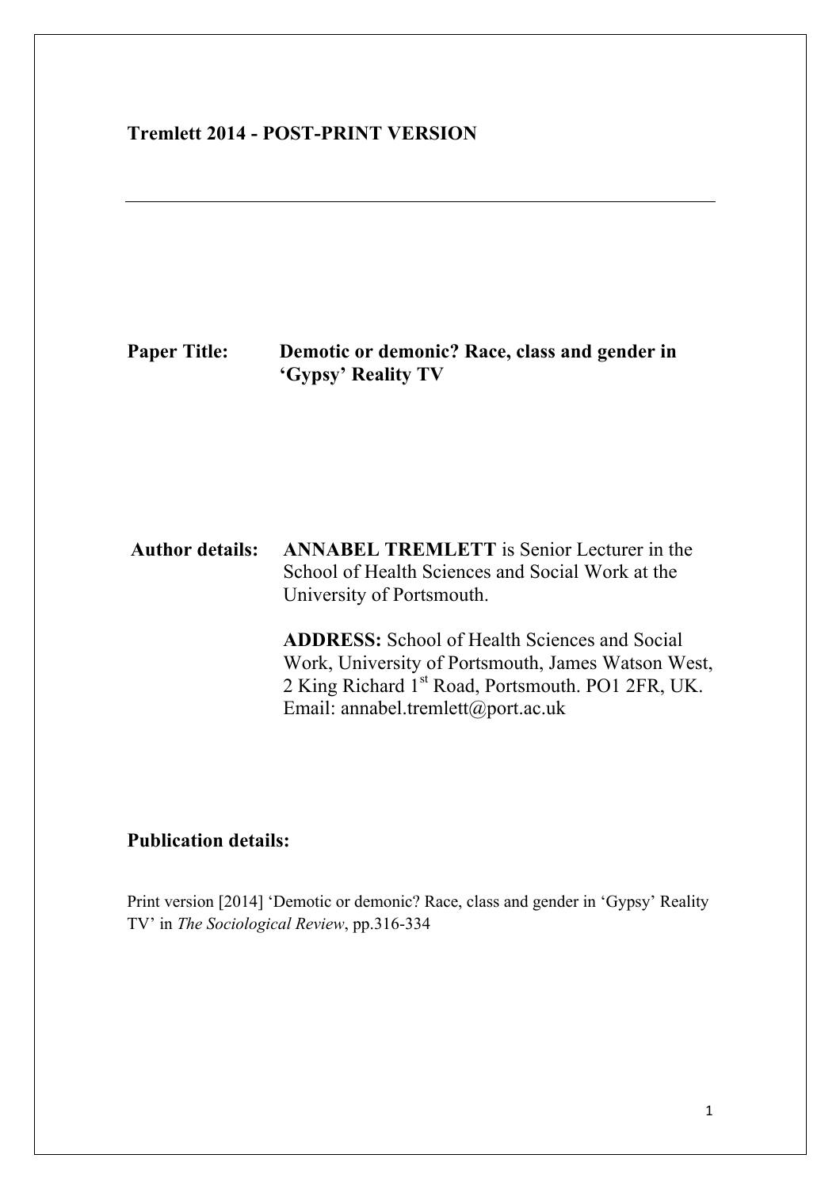**Tremlett 2014 - POST-PRINT VERSION**

---

**Paper Title:** **Demotic or demonic? Race, class and gender in ‘Gypsy’ Reality TV**

**Author details:** **ANNABEL TREMLETT** is Senior Lecturer in the School of Health Sciences and Social Work at the University of Portsmouth.

**ADDRESS:** School of Health Sciences and Social Work, University of Portsmouth, James Watson West, 2 King Richard 1st Road, Portsmouth. PO1 2FR, UK. Email: annabel.tremlett@port.ac.uk

**Publication details:**

Print version [2014] ‘Demotic or demonic? Race, class and gender in ‘Gypsy’ Reality TV’ in *The Sociological Review*, pp.316-334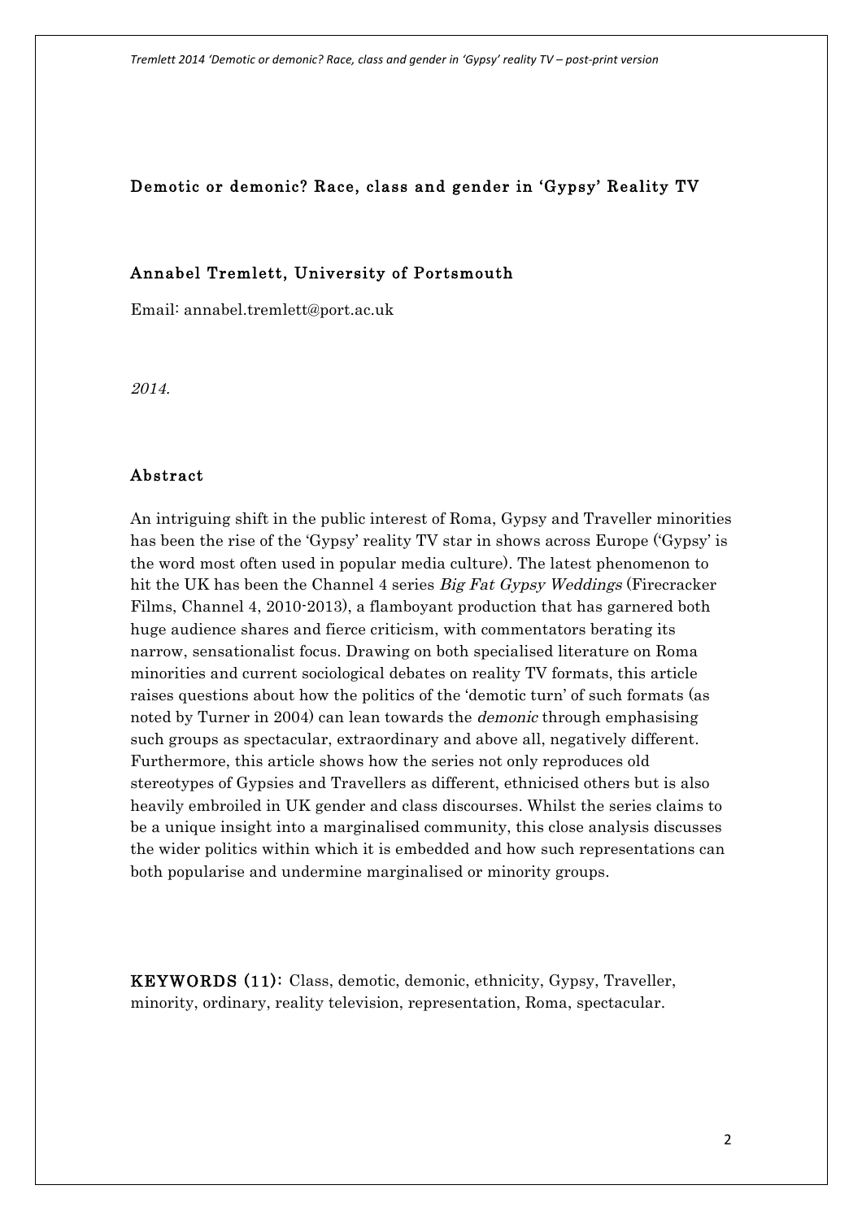# Demotic or demonic? Race, class and gender in 'Gypsy' Reality TV

**Annabel Tremlett, University of Portsmouth**

Email: annabel.tremlett@port.ac.uk

*2014.*

## Abstract

An intriguing shift in the public interest of Roma, Gypsy and Traveller minorities has been the rise of the 'Gypsy' reality TV star in shows across Europe ('Gypsy' is the word most often used in popular media culture). The latest phenomenon to hit the UK has been the Channel 4 series *Big Fat Gypsy Weddings* (Firecracker Films, Channel 4, 2010-2013), a flamboyant production that has garnered both huge audience shares and fierce criticism, with commentators berating its narrow, sensationalist focus. Drawing on both specialised literature on Roma minorities and current sociological debates on reality TV formats, this article raises questions about how the politics of the 'demotic turn' of such formats (as noted by Turner in 2004) can lean towards the *demonic* through emphasising such groups as spectacular, extraordinary and above all, negatively different. Furthermore, this article shows how the series not only reproduces old stereotypes of Gypsies and Travellers as different, ethnicised others but is also heavily embroiled in UK gender and class discourses. Whilst the series claims to be a unique insight into a marginalised community, this close analysis discusses the wider politics within which it is embedded and how such representations can both popularise and undermine marginalised or minority groups.

**KEYWORDS (11):** Class, demotic, demonic, ethnicity, Gypsy, Traveller, minority, ordinary, reality television, representation, Roma, spectacular.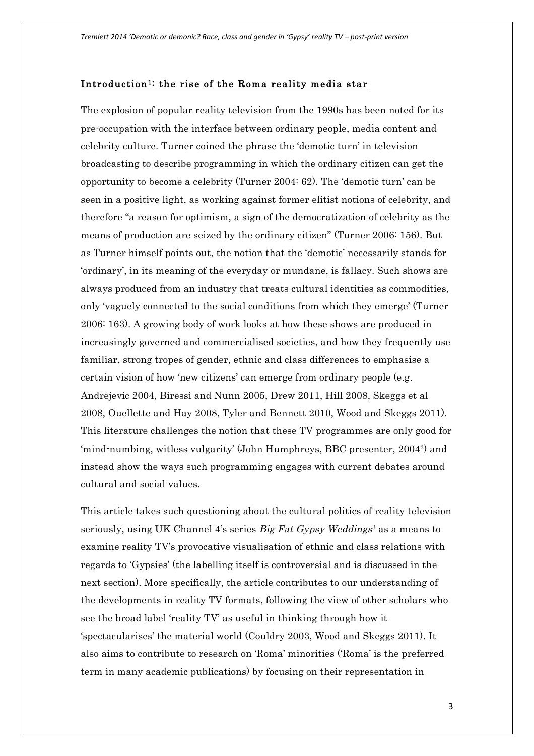## Introduction[1]: the rise of the Roma reality media star

The explosion of popular reality television from the 1990s has been noted for its pre-occupation with the interface between ordinary people, media content and celebrity culture. Turner coined the phrase the 'demotic turn' in television broadcasting to describe programming in which the ordinary citizen can get the opportunity to become a celebrity (Turner 2004: 62). The 'demotic turn' can be seen in a positive light, as working against former elitist notions of celebrity, and therefore "a reason for optimism, a sign of the democratization of celebrity as the means of production are seized by the ordinary citizen" (Turner 2006: 156). But as Turner himself points out, the notion that the 'demotic' necessarily stands for 'ordinary', in its meaning of the everyday or mundane, is fallacy. Such shows are always produced from an industry that treats cultural identities as commodities, only 'vaguely connected to the social conditions from which they emerge' (Turner 2006: 163). A growing body of work looks at how these shows are produced in increasingly governed and commercialised societies, and how they frequently use familiar, strong tropes of gender, ethnic and class differences to emphasise a certain vision of how 'new citizens' can emerge from ordinary people (e.g. Andrejevic 2004, Biressi and Nunn 2005, Drew 2011, Hill 2008, Skeggs et al 2008, Ouellette and Hay 2008, Tyler and Bennett 2010, Wood and Skeggs 2011). This literature challenges the notion that these TV programmes are only good for 'mind-numbing, witless vulgarity' (John Humphreys, BBC presenter, 2004[2]) and instead show the ways such programming engages with current debates around cultural and social values.

This article takes such questioning about the cultural politics of reality television seriously, using UK Channel 4's series *Big Fat Gypsy Weddings*[3] as a means to examine reality TV's provocative visualisation of ethnic and class relations with regards to 'Gypsies' (the labelling itself is controversial and is discussed in the next section). More specifically, the article contributes to our understanding of the developments in reality TV formats, following the view of other scholars who see the broad label 'reality TV' as useful in thinking through how it 'spectacularises' the material world (Couldry 2003, Wood and Skeggs 2011). It also aims to contribute to research on 'Roma' minorities ('Roma' is the preferred term in many academic publications) by focusing on their representation in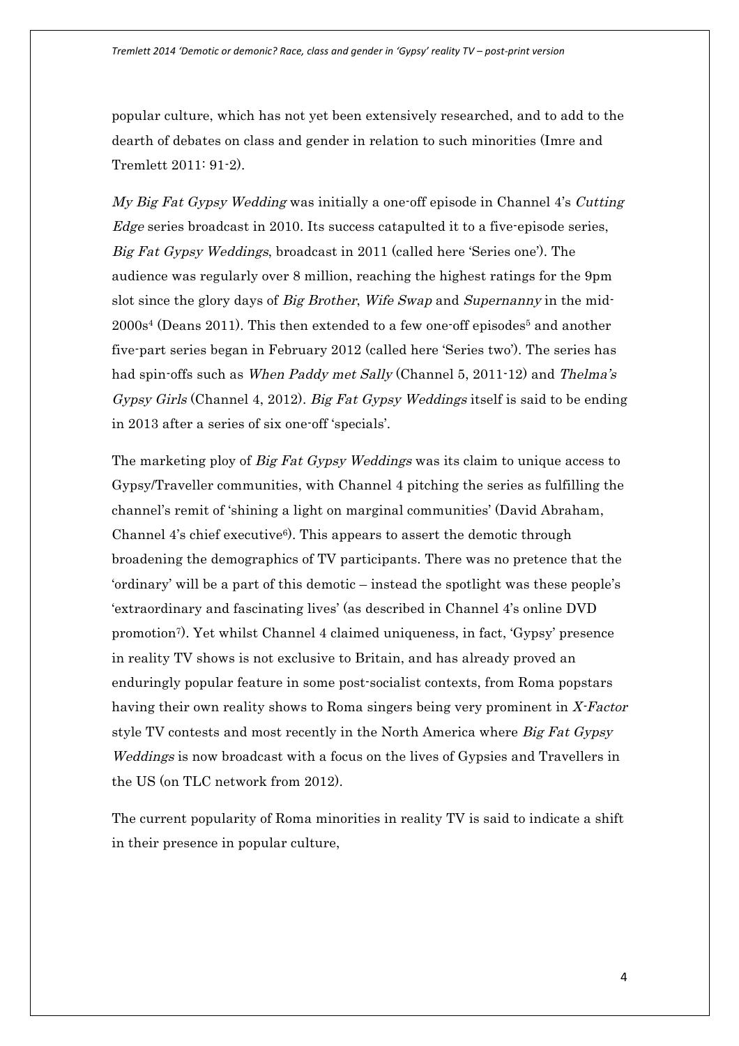popular culture, which has not yet been extensively researched, and to add to the dearth of debates on class and gender in relation to such minorities (Imre and Tremlett 2011: 91-2).

*My Big Fat Gypsy Wedding* was initially a one-off episode in Channel 4's *Cutting Edge* series broadcast in 2010. Its success catapulted it to a five-episode series, *Big Fat Gypsy Weddings*, broadcast in 2011 (called here 'Series one'). The audience was regularly over 8 million, reaching the highest ratings for the 9pm slot since the glory days of *Big Brother*, *Wife Swap* and *Supernanny* in the mid-2000s[4] (Deans 2011). This then extended to a few one-off episodes[5] and another five-part series began in February 2012 (called here 'Series two'). The series has had spin-offs such as *When Paddy met Sally* (Channel 5, 2011-12) and *Thelma's Gypsy Girls* (Channel 4, 2012). *Big Fat Gypsy Weddings* itself is said to be ending in 2013 after a series of six one-off 'specials'.

The marketing ploy of *Big Fat Gypsy Weddings* was its claim to unique access to Gypsy/Traveller communities, with Channel 4 pitching the series as fulfilling the channel's remit of 'shining a light on marginal communities' (David Abraham, Channel 4's chief executive[6]). This appears to assert the demotic through broadening the demographics of TV participants. There was no pretence that the 'ordinary' will be a part of this demotic – instead the spotlight was these people's 'extraordinary and fascinating lives' (as described in Channel 4's online DVD promotion[7]). Yet whilst Channel 4 claimed uniqueness, in fact, 'Gypsy' presence in reality TV shows is not exclusive to Britain, and has already proved an enduringly popular feature in some post-socialist contexts, from Roma popstars having their own reality shows to Roma singers being very prominent in *X-Factor* style TV contests and most recently in the North America where *Big Fat Gypsy Weddings* is now broadcast with a focus on the lives of Gypsies and Travellers in the US (on TLC network from 2012).

The current popularity of Roma minorities in reality TV is said to indicate a shift in their presence in popular culture,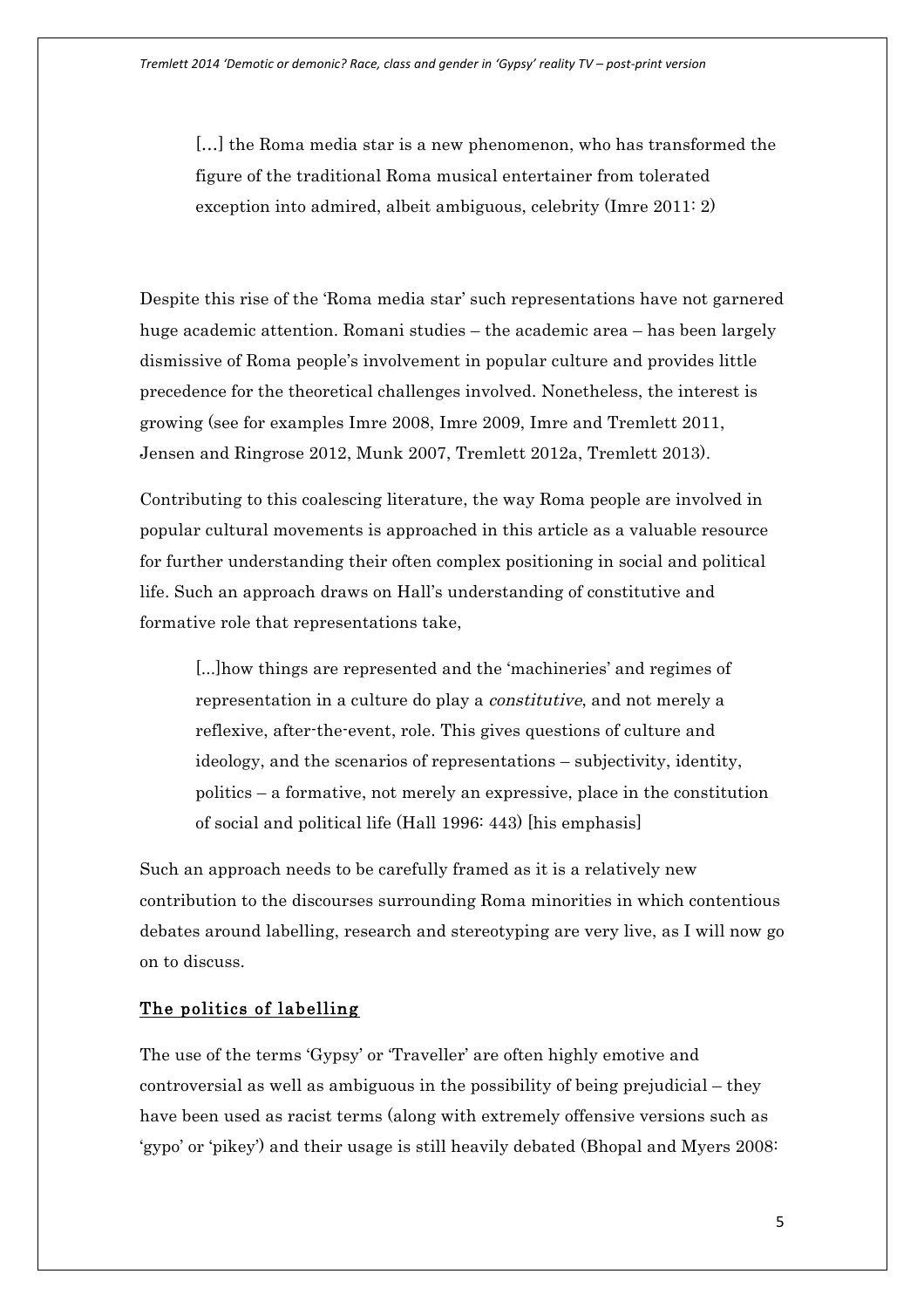> [...] the Roma media star is a new phenomenon, who has transformed the figure of the traditional Roma musical entertainer from tolerated exception into admired, albeit ambiguous, celebrity (Imre 2011: 2)

Despite this rise of the 'Roma media star' such representations have not garnered huge academic attention. Romani studies – the academic area – has been largely dismissive of Roma people's involvement in popular culture and provides little precedence for the theoretical challenges involved. Nonetheless, the interest is growing (see for examples Imre 2008, Imre 2009, Imre and Tremlett 2011, Jensen and Ringrose 2012, Munk 2007, Tremlett 2012a, Tremlett 2013).

Contributing to this coalescing literature, the way Roma people are involved in popular cultural movements is approached in this article as a valuable resource for further understanding their often complex positioning in social and political life. Such an approach draws on Hall's understanding of constitutive and formative role that representations take,

> [...]how things are represented and the 'machineries' and regimes of representation in a culture do play a *constitutive*, and not merely a reflexive, after-the-event, role. This gives questions of culture and ideology, and the scenarios of representations – subjectivity, identity, politics – a formative, not merely an expressive, place in the constitution of social and political life (Hall 1996: 443) [his emphasis]

Such an approach needs to be carefully framed as it is a relatively new contribution to the discourses surrounding Roma minorities in which contentious debates around labelling, research and stereotyping are very live, as I will now go on to discuss.

## The politics of labelling

The use of the terms 'Gypsy' or 'Traveller' are often highly emotive and controversial as well as ambiguous in the possibility of being prejudicial – they have been used as racist terms (along with extremely offensive versions such as 'gypo' or 'pikey') and their usage is still heavily debated (Bhopal and Myers 2008: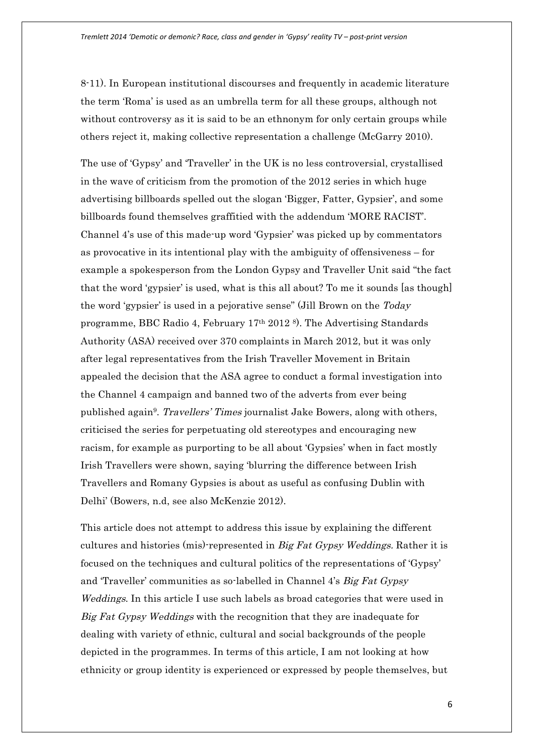8-11). In European institutional discourses and frequently in academic literature the term 'Roma' is used as an umbrella term for all these groups, although not without controversy as it is said to be an ethnonym for only certain groups while others reject it, making collective representation a challenge (McGarry 2010).

The use of 'Gypsy' and 'Traveller' in the UK is no less controversial, crystallised in the wave of criticism from the promotion of the 2012 series in which huge advertising billboards spelled out the slogan 'Bigger, Fatter, Gypsier', and some billboards found themselves graffitied with the addendum 'MORE RACIST'. Channel 4's use of this made-up word 'Gypsier' was picked up by commentators as provocative in its intentional play with the ambiguity of offensiveness – for example a spokesperson from the London Gypsy and Traveller Unit said "the fact that the word 'gypsier' is used, what is this all about? To me it sounds [as though] the word 'gypsier' is used in a pejorative sense" (Jill Brown on the *Today* programme, BBC Radio 4, February 17th 2012 [8]). The Advertising Standards Authority (ASA) received over 370 complaints in March 2012, but it was only after legal representatives from the Irish Traveller Movement in Britain appealed the decision that the ASA agree to conduct a formal investigation into the Channel 4 campaign and banned two of the adverts from ever being published again[9]. *Travellers' Times* journalist Jake Bowers, along with others, criticised the series for perpetuating old stereotypes and encouraging new racism, for example as purporting to be all about 'Gypsies' when in fact mostly Irish Travellers were shown, saying 'blurring the difference between Irish Travellers and Romany Gypsies is about as useful as confusing Dublin with Delhi' (Bowers, n.d, see also McKenzie 2012).

This article does not attempt to address this issue by explaining the different cultures and histories (mis)-represented in *Big Fat Gypsy Weddings*. Rather it is focused on the techniques and cultural politics of the representations of 'Gypsy' and 'Traveller' communities as so-labelled in Channel 4's *Big Fat Gypsy Weddings*. In this article I use such labels as broad categories that were used in *Big Fat Gypsy Weddings* with the recognition that they are inadequate for dealing with variety of ethnic, cultural and social backgrounds of the people depicted in the programmes. In terms of this article, I am not looking at how ethnicity or group identity is experienced or expressed by people themselves, but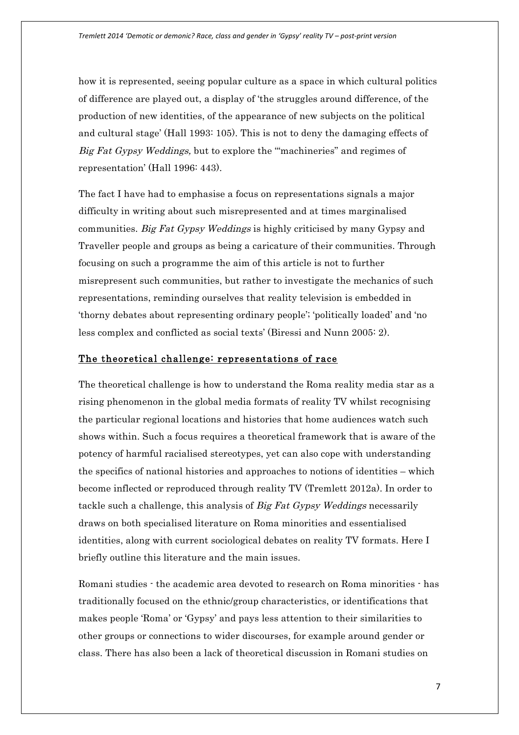how it is represented, seeing popular culture as a space in which cultural politics of difference are played out, a display of 'the struggles around difference, of the production of new identities, of the appearance of new subjects on the political and cultural stage' (Hall 1993: 105). This is not to deny the damaging effects of *Big Fat Gypsy Weddings,* but to explore the '"machineries" and regimes of representation' (Hall 1996: 443).

The fact I have had to emphasise a focus on representations signals a major difficulty in writing about such misrepresented and at times marginalised communities. *Big Fat Gypsy Weddings* is highly criticised by many Gypsy and Traveller people and groups as being a caricature of their communities. Through focusing on such a programme the aim of this article is not to further misrepresent such communities, but rather to investigate the mechanics of such representations, reminding ourselves that reality television is embedded in 'thorny debates about representing ordinary people'; 'politically loaded' and 'no less complex and conflicted as social texts' (Biressi and Nunn 2005: 2).

## The theoretical challenge: representations of race

The theoretical challenge is how to understand the Roma reality media star as a rising phenomenon in the global media formats of reality TV whilst recognising the particular regional locations and histories that home audiences watch such shows within. Such a focus requires a theoretical framework that is aware of the potency of harmful racialised stereotypes, yet can also cope with understanding the specifics of national histories and approaches to notions of identities – which become inflected or reproduced through reality TV (Tremlett 2012a). In order to tackle such a challenge, this analysis of *Big Fat Gypsy Weddings* necessarily draws on both specialised literature on Roma minorities and essentialised identities, along with current sociological debates on reality TV formats. Here I briefly outline this literature and the main issues.

Romani studies - the academic area devoted to research on Roma minorities - has traditionally focused on the ethnic/group characteristics, or identifications that makes people 'Roma' or 'Gypsy' and pays less attention to their similarities to other groups or connections to wider discourses, for example around gender or class. There has also been a lack of theoretical discussion in Romani studies on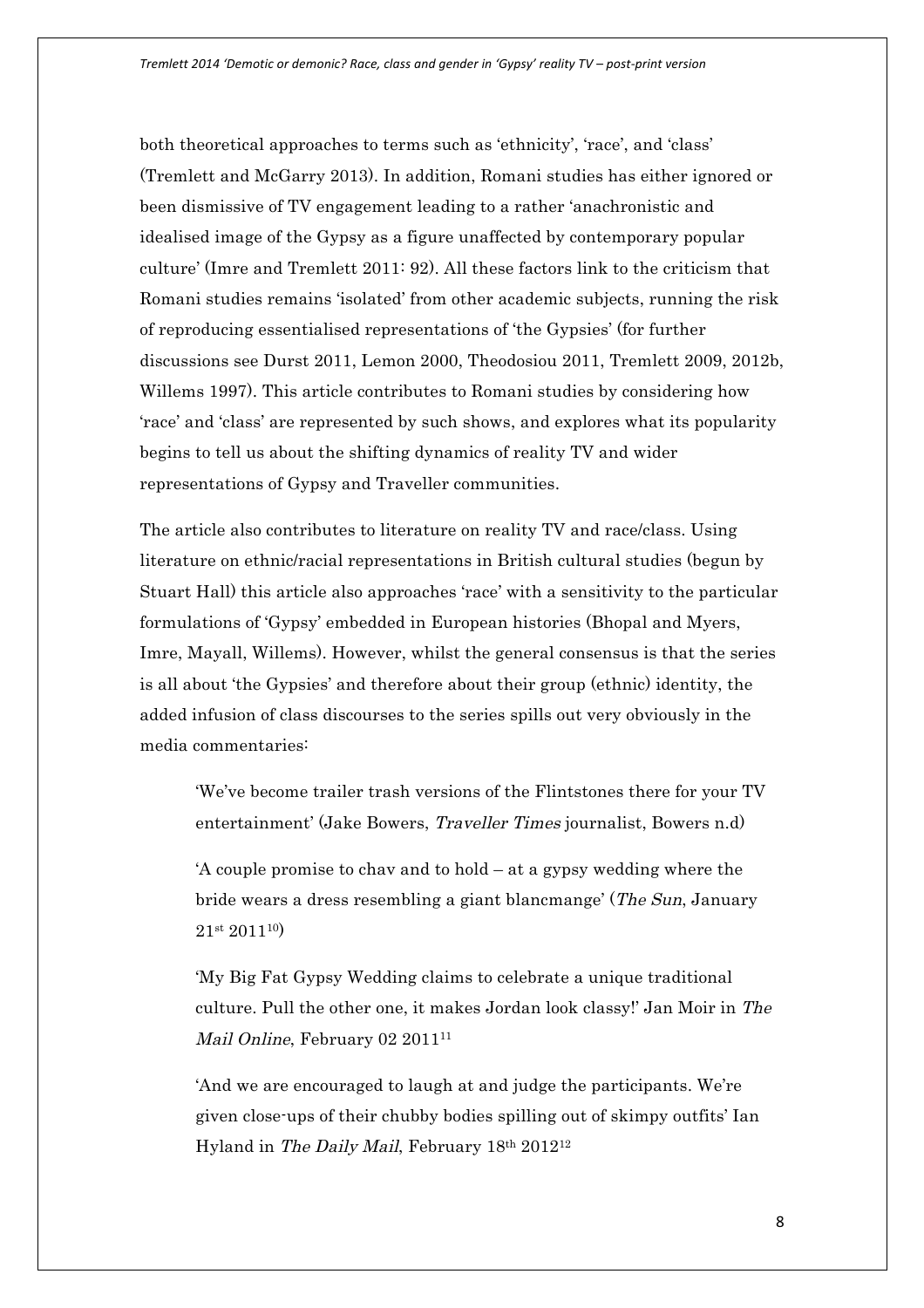both theoretical approaches to terms such as 'ethnicity', 'race', and 'class' (Tremlett and McGarry 2013). In addition, Romani studies has either ignored or been dismissive of TV engagement leading to a rather 'anachronistic and idealised image of the Gypsy as a figure unaffected by contemporary popular culture' (Imre and Tremlett 2011: 92). All these factors link to the criticism that Romani studies remains 'isolated' from other academic subjects, running the risk of reproducing essentialised representations of 'the Gypsies' (for further discussions see Durst 2011, Lemon 2000, Theodosiou 2011, Tremlett 2009, 2012b, Willems 1997). This article contributes to Romani studies by considering how 'race' and 'class' are represented by such shows, and explores what its popularity begins to tell us about the shifting dynamics of reality TV and wider representations of Gypsy and Traveller communities.

The article also contributes to literature on reality TV and race/class. Using literature on ethnic/racial representations in British cultural studies (begun by Stuart Hall) this article also approaches 'race' with a sensitivity to the particular formulations of 'Gypsy' embedded in European histories (Bhopal and Myers, Imre, Mayall, Willems). However, whilst the general consensus is that the series is all about 'the Gypsies' and therefore about their group (ethnic) identity, the added infusion of class discourses to the series spills out very obviously in the media commentaries:

> 'We've become trailer trash versions of the Flintstones there for your TV entertainment' (Jake Bowers, *Traveller Times* journalist, Bowers n.d)
>
> 'A couple promise to chav and to hold – at a gypsy wedding where the bride wears a dress resembling a giant blancmange' (*The Sun*, January 21st 2011[10])
>
> 'My Big Fat Gypsy Wedding claims to celebrate a unique traditional culture. Pull the other one, it makes Jordan look classy!' Jan Moir in *The Mail Online*, February 02 2011[11]
>
> 'And we are encouraged to laugh at and judge the participants. We're given close-ups of their chubby bodies spilling out of skimpy outfits' Ian Hyland in *The Daily Mail*, February 18th 2012[12]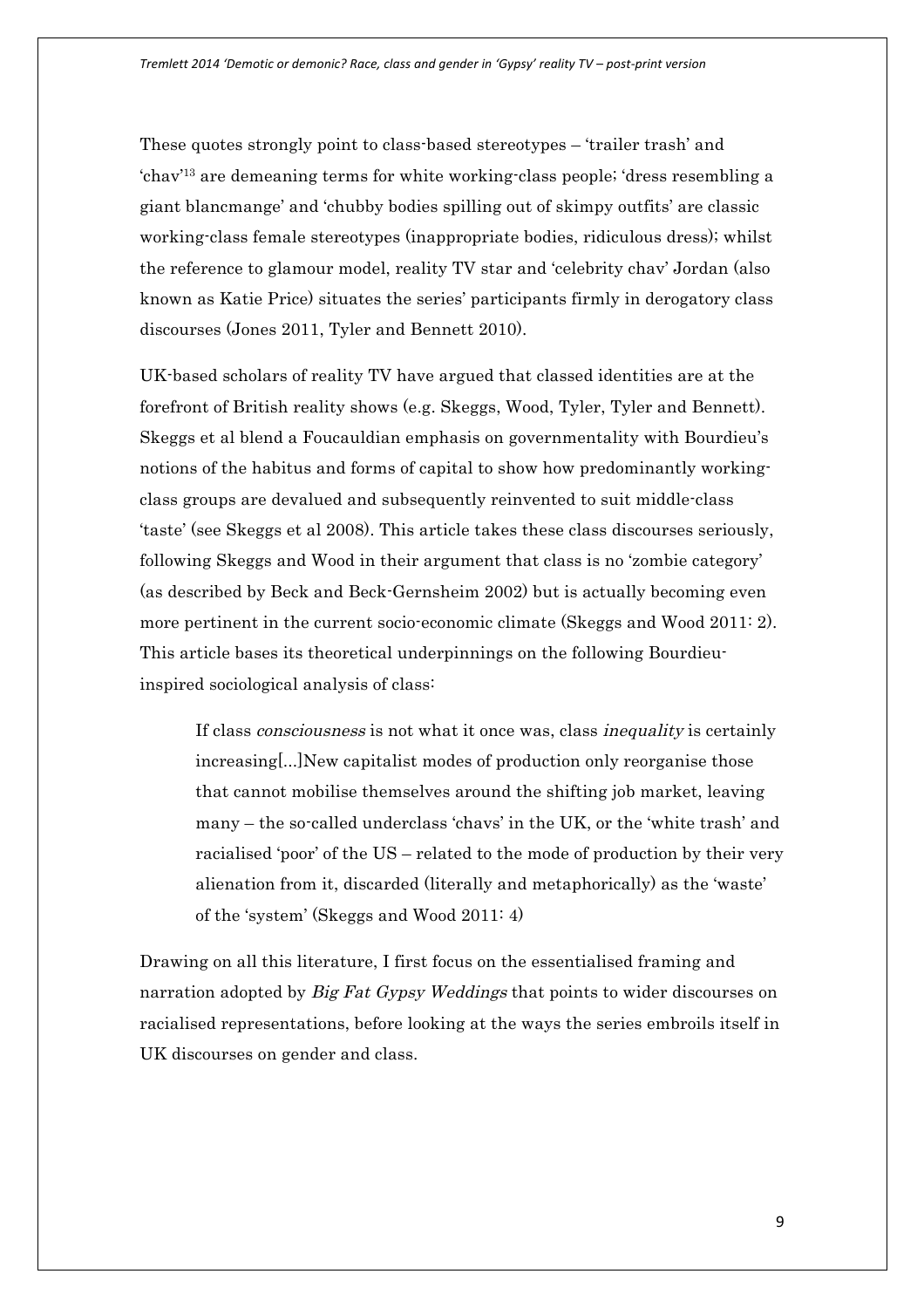These quotes strongly point to class-based stereotypes – 'trailer trash' and 'chav'[13] are demeaning terms for white working-class people; 'dress resembling a giant blancmange' and 'chubby bodies spilling out of skimpy outfits' are classic working-class female stereotypes (inappropriate bodies, ridiculous dress); whilst the reference to glamour model, reality TV star and 'celebrity chav' Jordan (also known as Katie Price) situates the series' participants firmly in derogatory class discourses (Jones 2011, Tyler and Bennett 2010).

UK-based scholars of reality TV have argued that classed identities are at the forefront of British reality shows (e.g. Skeggs, Wood, Tyler, Tyler and Bennett). Skeggs et al blend a Foucauldian emphasis on governmentality with Bourdieu's notions of the habitus and forms of capital to show how predominantly working-class groups are devalued and subsequently reinvented to suit middle-class 'taste' (see Skeggs et al 2008). This article takes these class discourses seriously, following Skeggs and Wood in their argument that class is no 'zombie category' (as described by Beck and Beck-Gernsheim 2002) but is actually becoming even more pertinent in the current socio-economic climate (Skeggs and Wood 2011: 2). This article bases its theoretical underpinnings on the following Bourdieu-inspired sociological analysis of class:

> If class *consciousness* is not what it once was, class *inequality* is certainly increasing[...]New capitalist modes of production only reorganise those that cannot mobilise themselves around the shifting job market, leaving many – the so-called underclass 'chavs' in the UK, or the 'white trash' and racialised 'poor' of the US – related to the mode of production by their very alienation from it, discarded (literally and metaphorically) as the 'waste' of the 'system' (Skeggs and Wood 2011: 4)

Drawing on all this literature, I first focus on the essentialised framing and narration adopted by *Big Fat Gypsy Weddings* that points to wider discourses on racialised representations, before looking at the ways the series embroils itself in UK discourses on gender and class.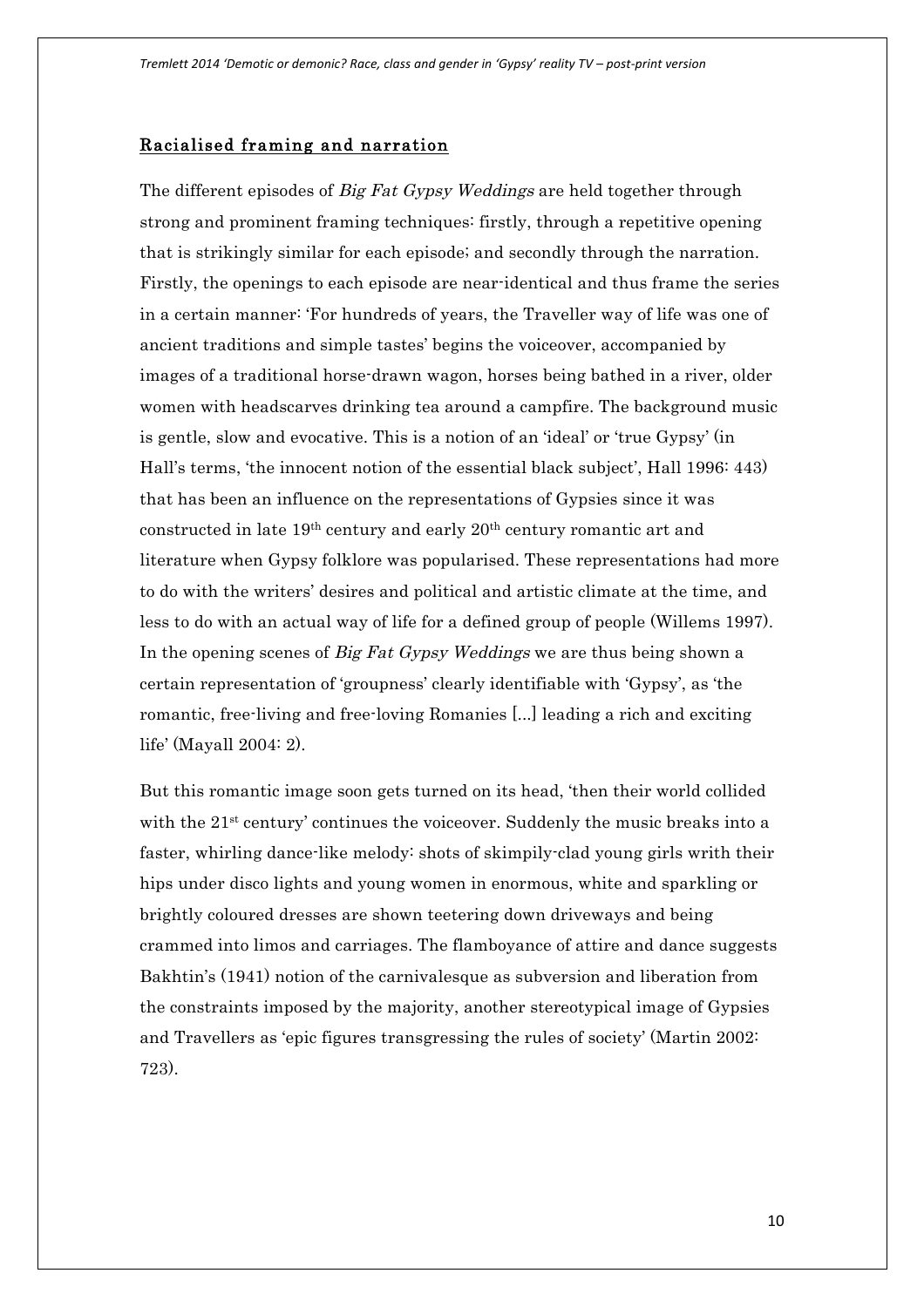## Racialised framing and narration

The different episodes of *Big Fat Gypsy Weddings* are held together through strong and prominent framing techniques: firstly, through a repetitive opening that is strikingly similar for each episode; and secondly through the narration. Firstly, the openings to each episode are near-identical and thus frame the series in a certain manner: 'For hundreds of years, the Traveller way of life was one of ancient traditions and simple tastes' begins the voiceover, accompanied by images of a traditional horse-drawn wagon, horses being bathed in a river, older women with headscarves drinking tea around a campfire. The background music is gentle, slow and evocative. This is a notion of an 'ideal' or 'true Gypsy' (in Hall's terms, 'the innocent notion of the essential black subject', Hall 1996: 443) that has been an influence on the representations of Gypsies since it was constructed in late 19th century and early 20th century romantic art and literature when Gypsy folklore was popularised. These representations had more to do with the writers' desires and political and artistic climate at the time, and less to do with an actual way of life for a defined group of people (Willems 1997). In the opening scenes of *Big Fat Gypsy Weddings* we are thus being shown a certain representation of 'groupness' clearly identifiable with 'Gypsy', as 'the romantic, free-living and free-loving Romanies [...] leading a rich and exciting life' (Mayall 2004: 2).

But this romantic image soon gets turned on its head, 'then their world collided with the 21st century' continues the voiceover. Suddenly the music breaks into a faster, whirling dance-like melody: shots of skimpily-clad young girls writh their hips under disco lights and young women in enormous, white and sparkling or brightly coloured dresses are shown teetering down driveways and being crammed into limos and carriages. The flamboyance of attire and dance suggests Bakhtin's (1941) notion of the carnivalesque as subversion and liberation from the constraints imposed by the majority, another stereotypical image of Gypsies and Travellers as 'epic figures transgressing the rules of society' (Martin 2002: 723).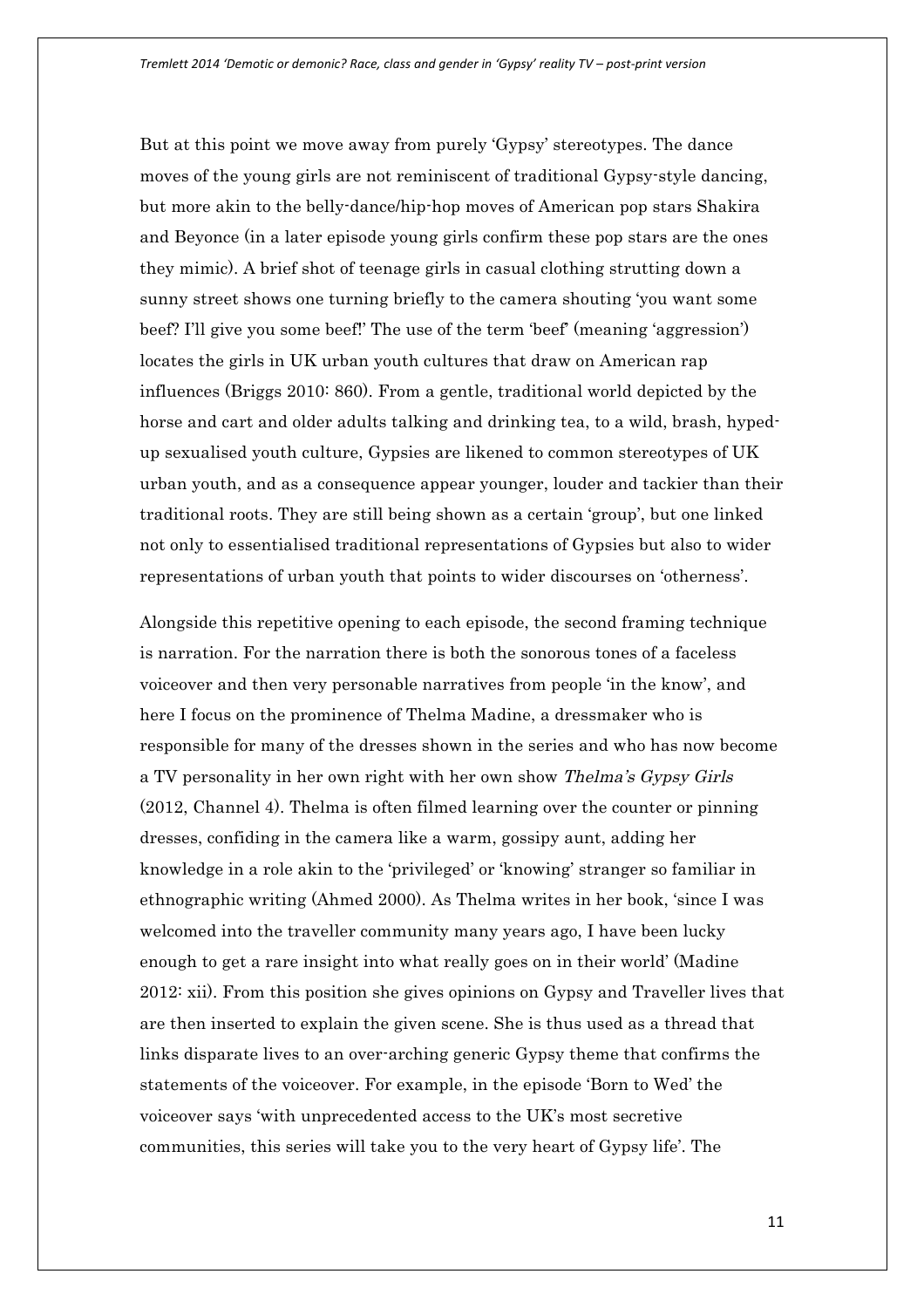But at this point we move away from purely 'Gypsy' stereotypes. The dance moves of the young girls are not reminiscent of traditional Gypsy-style dancing, but more akin to the belly-dance/hip-hop moves of American pop stars Shakira and Beyonce (in a later episode young girls confirm these pop stars are the ones they mimic). A brief shot of teenage girls in casual clothing strutting down a sunny street shows one turning briefly to the camera shouting 'you want some beef? I'll give you some beef!' The use of the term 'beef' (meaning 'aggression') locates the girls in UK urban youth cultures that draw on American rap influences (Briggs 2010: 860). From a gentle, traditional world depicted by the horse and cart and older adults talking and drinking tea, to a wild, brash, hyped-up sexualised youth culture, Gypsies are likened to common stereotypes of UK urban youth, and as a consequence appear younger, louder and tackier than their traditional roots. They are still being shown as a certain 'group', but one linked not only to essentialised traditional representations of Gypsies but also to wider representations of urban youth that points to wider discourses on 'otherness'.

Alongside this repetitive opening to each episode, the second framing technique is narration. For the narration there is both the sonorous tones of a faceless voiceover and then very personable narratives from people 'in the know', and here I focus on the prominence of Thelma Madine, a dressmaker who is responsible for many of the dresses shown in the series and who has now become a TV personality in her own right with her own show *Thelma's Gypsy Girls* (2012, Channel 4). Thelma is often filmed learning over the counter or pinning dresses, confiding in the camera like a warm, gossipy aunt, adding her knowledge in a role akin to the 'privileged' or 'knowing' stranger so familiar in ethnographic writing (Ahmed 2000). As Thelma writes in her book, 'since I was welcomed into the traveller community many years ago, I have been lucky enough to get a rare insight into what really goes on in their world' (Madine 2012: xii). From this position she gives opinions on Gypsy and Traveller lives that are then inserted to explain the given scene. She is thus used as a thread that links disparate lives to an over-arching generic Gypsy theme that confirms the statements of the voiceover. For example, in the episode 'Born to Wed' the voiceover says 'with unprecedented access to the UK's most secretive communities, this series will take you to the very heart of Gypsy life'. The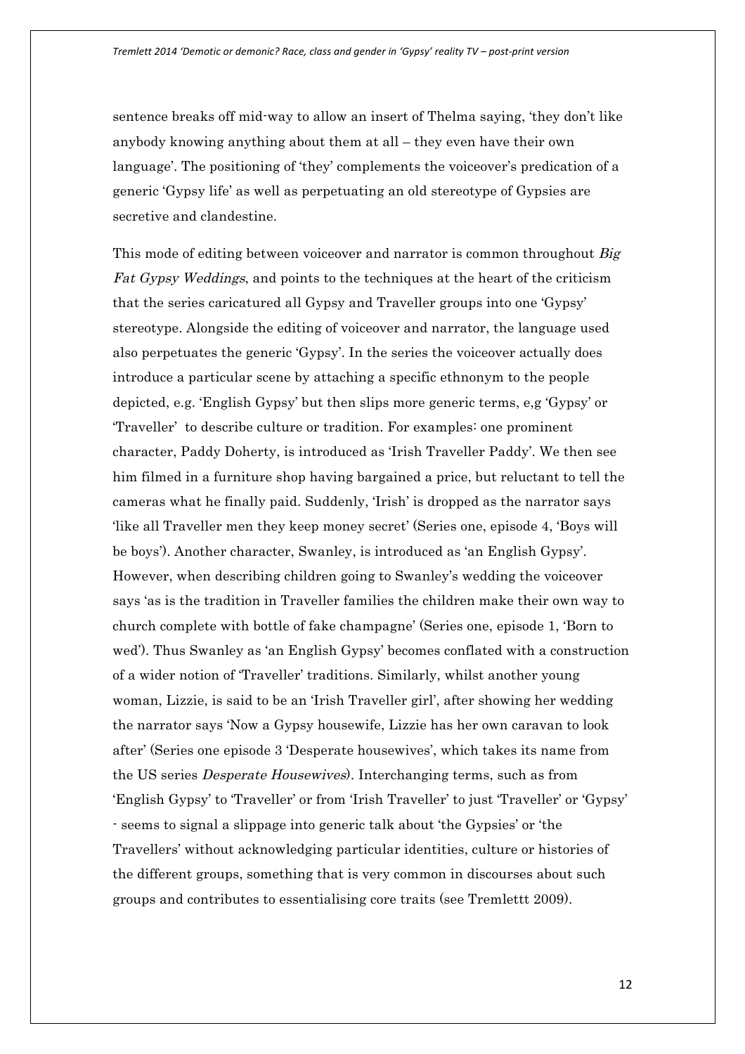sentence breaks off mid-way to allow an insert of Thelma saying, 'they don't like anybody knowing anything about them at all – they even have their own language'. The positioning of 'they' complements the voiceover's predication of a generic 'Gypsy life' as well as perpetuating an old stereotype of Gypsies are secretive and clandestine.

This mode of editing between voiceover and narrator is common throughout *Big Fat Gypsy Weddings*, and points to the techniques at the heart of the criticism that the series caricatured all Gypsy and Traveller groups into one 'Gypsy' stereotype. Alongside the editing of voiceover and narrator, the language used also perpetuates the generic 'Gypsy'. In the series the voiceover actually does introduce a particular scene by attaching a specific ethnonym to the people depicted, e.g. 'English Gypsy' but then slips more generic terms, e,g 'Gypsy' or 'Traveller' to describe culture or tradition. For examples: one prominent character, Paddy Doherty, is introduced as 'Irish Traveller Paddy'. We then see him filmed in a furniture shop having bargained a price, but reluctant to tell the cameras what he finally paid. Suddenly, 'Irish' is dropped as the narrator says 'like all Traveller men they keep money secret' (Series one, episode 4, 'Boys will be boys'). Another character, Swanley, is introduced as 'an English Gypsy'. However, when describing children going to Swanley's wedding the voiceover says 'as is the tradition in Traveller families the children make their own way to church complete with bottle of fake champagne' (Series one, episode 1, 'Born to wed'). Thus Swanley as 'an English Gypsy' becomes conflated with a construction of a wider notion of 'Traveller' traditions. Similarly, whilst another young woman, Lizzie, is said to be an 'Irish Traveller girl', after showing her wedding the narrator says 'Now a Gypsy housewife, Lizzie has her own caravan to look after' (Series one episode 3 'Desperate housewives', which takes its name from the US series *Desperate Housewives*). Interchanging terms, such as from 'English Gypsy' to 'Traveller' or from 'Irish Traveller' to just 'Traveller' or 'Gypsy' - seems to signal a slippage into generic talk about 'the Gypsies' or 'the Travellers' without acknowledging particular identities, culture or histories of the different groups, something that is very common in discourses about such groups and contributes to essentialising core traits (see Tremlettt 2009).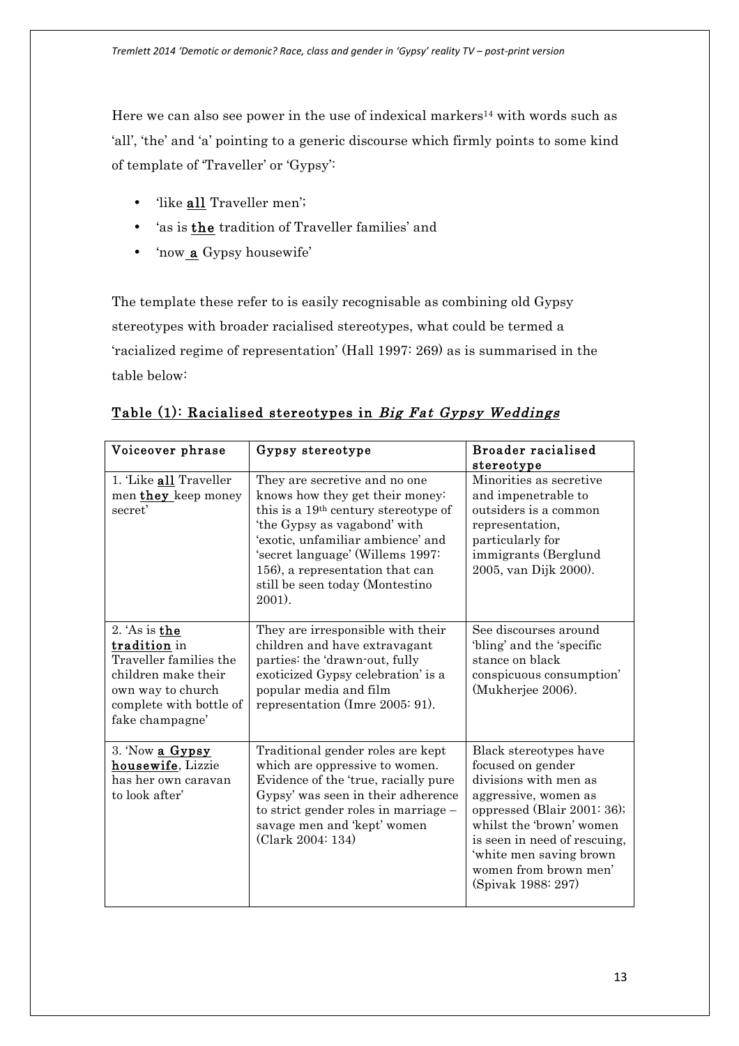Here we can also see power in the use of indexical markers[14] with words such as 'all', 'the' and 'a' pointing to a generic discourse which firmly points to some kind of template of 'Traveller' or 'Gypsy':

- 'like **all** Traveller men';
- 'as is **the** tradition of Traveller families' and
- 'now **a** Gypsy housewife'

The template these refer to is easily recognisable as combining old Gypsy stereotypes with broader racialised stereotypes, what could be termed a 'racialized regime of representation' (Hall 1997: 269) as is summarised in the table below:

**Table (1): Racialised stereotypes in *Big Fat Gypsy Weddings***

| Voiceover phrase | Gypsy stereotype | Broader racialised stereotype |
|---|---|---|
| 1. 'Like **all** Traveller men **they** keep money secret' | They are secretive and no one knows how they get their money: this is a 19th century stereotype of 'the Gypsy as vagabond' with 'exotic, unfamiliar ambience' and 'secret language' (Willems 1997: 156), a representation that can still be seen today (Montestino 2001). | Minorities as secretive and impenetrable to outsiders is a common representation, particularly for immigrants (Berglund 2005, van Dijk 2000). |
| 2. 'As is **the tradition** in Traveller families the children make their own way to church complete with bottle of fake champagne' | They are irresponsible with their children and have extravagant parties: the 'drawn-out, fully exoticized Gypsy celebration' is a popular media and film representation (Imre 2005: 91). | See discourses around 'bling' and the 'specific stance on black conspicuous consumption' (Mukherjee 2006). |
| 3. 'Now **a Gypsy housewife**, Lizzie has her own caravan to look after' | Traditional gender roles are kept which are oppressive to women. Evidence of the 'true, racially pure Gypsy' was seen in their adherence to strict gender roles in marriage – savage men and 'kept' women (Clark 2004: 134) | Black stereotypes have focused on gender divisions with men as aggressive, women as oppressed (Blair 2001: 36); whilst the 'brown' women is seen in need of rescuing, 'white men saving brown women from brown men' (Spivak 1988: 297) |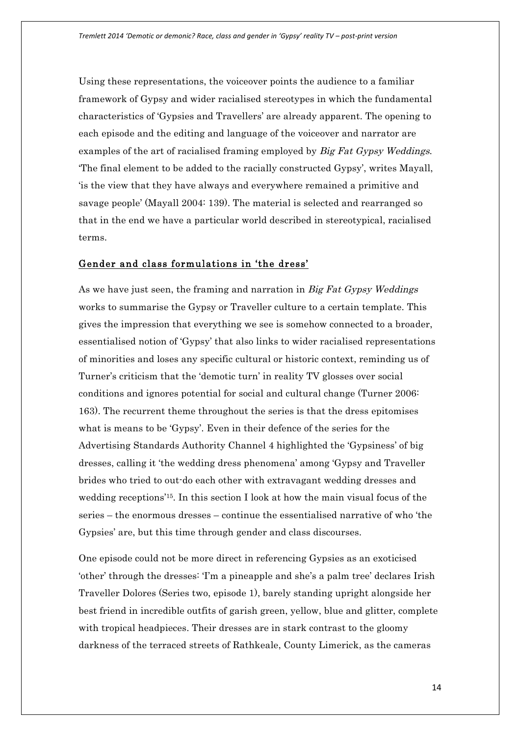Using these representations, the voiceover points the audience to a familiar framework of Gypsy and wider racialised stereotypes in which the fundamental characteristics of 'Gypsies and Travellers' are already apparent. The opening to each episode and the editing and language of the voiceover and narrator are examples of the art of racialised framing employed by *Big Fat Gypsy Weddings*. 'The final element to be added to the racially constructed Gypsy', writes Mayall, 'is the view that they have always and everywhere remained a primitive and savage people' (Mayall 2004: 139). The material is selected and rearranged so that in the end we have a particular world described in stereotypical, racialised terms.

## Gender and class formulations in 'the dress'

As we have just seen, the framing and narration in *Big Fat Gypsy Weddings* works to summarise the Gypsy or Traveller culture to a certain template. This gives the impression that everything we see is somehow connected to a broader, essentialised notion of 'Gypsy' that also links to wider racialised representations of minorities and loses any specific cultural or historic context, reminding us of Turner's criticism that the 'demotic turn' in reality TV glosses over social conditions and ignores potential for social and cultural change (Turner 2006: 163). The recurrent theme throughout the series is that the dress epitomises what is means to be 'Gypsy'. Even in their defence of the series for the Advertising Standards Authority Channel 4 highlighted the 'Gypsiness' of big dresses, calling it 'the wedding dress phenomena' among 'Gypsy and Traveller brides who tried to out-do each other with extravagant wedding dresses and wedding receptions'[15]. In this section I look at how the main visual focus of the series – the enormous dresses – continue the essentialised narrative of who 'the Gypsies' are, but this time through gender and class discourses.

One episode could not be more direct in referencing Gypsies as an exoticised 'other' through the dresses: 'I'm a pineapple and she's a palm tree' declares Irish Traveller Dolores (Series two, episode 1), barely standing upright alongside her best friend in incredible outfits of garish green, yellow, blue and glitter, complete with tropical headpieces. Their dresses are in stark contrast to the gloomy darkness of the terraced streets of Rathkeale, County Limerick, as the cameras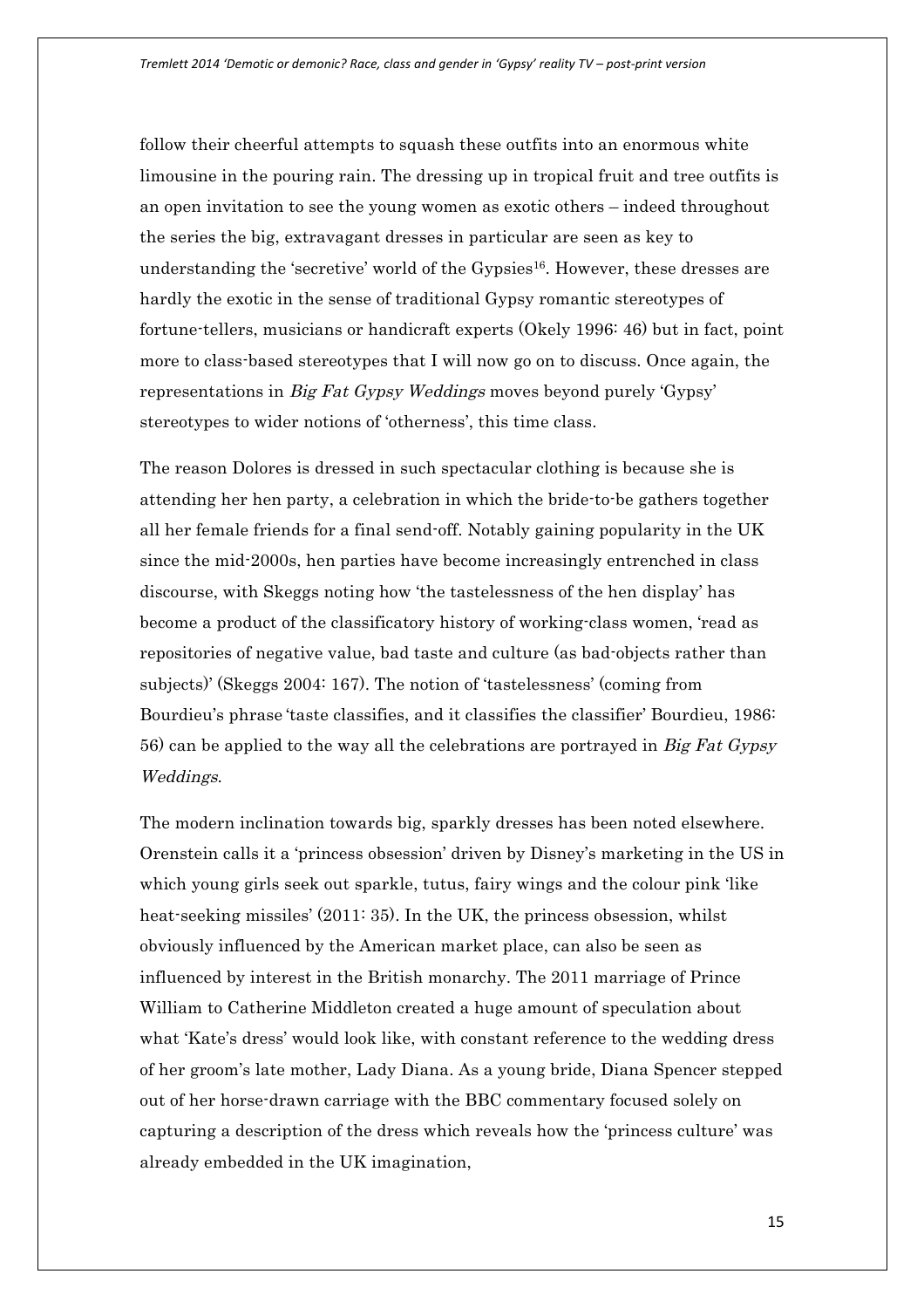follow their cheerful attempts to squash these outfits into an enormous white limousine in the pouring rain. The dressing up in tropical fruit and tree outfits is an open invitation to see the young women as exotic others – indeed throughout the series the big, extravagant dresses in particular are seen as key to understanding the 'secretive' world of the Gypsies[16]. However, these dresses are hardly the exotic in the sense of traditional Gypsy romantic stereotypes of fortune-tellers, musicians or handicraft experts (Okely 1996: 46) but in fact, point more to class-based stereotypes that I will now go on to discuss. Once again, the representations in *Big Fat Gypsy Weddings* moves beyond purely 'Gypsy' stereotypes to wider notions of 'otherness', this time class.

The reason Dolores is dressed in such spectacular clothing is because she is attending her hen party, a celebration in which the bride-to-be gathers together all her female friends for a final send-off. Notably gaining popularity in the UK since the mid-2000s, hen parties have become increasingly entrenched in class discourse, with Skeggs noting how 'the tastelessness of the hen display' has become a product of the classificatory history of working-class women, 'read as repositories of negative value, bad taste and culture (as bad-objects rather than subjects)' (Skeggs 2004: 167). The notion of 'tastelessness' (coming from Bourdieu's phrase 'taste classifies, and it classifies the classifier' Bourdieu, 1986: 56) can be applied to the way all the celebrations are portrayed in *Big Fat Gypsy Weddings*.

The modern inclination towards big, sparkly dresses has been noted elsewhere. Orenstein calls it a 'princess obsession' driven by Disney's marketing in the US in which young girls seek out sparkle, tutus, fairy wings and the colour pink 'like heat-seeking missiles' (2011: 35). In the UK, the princess obsession, whilst obviously influenced by the American market place, can also be seen as influenced by interest in the British monarchy. The 2011 marriage of Prince William to Catherine Middleton created a huge amount of speculation about what 'Kate's dress' would look like, with constant reference to the wedding dress of her groom's late mother, Lady Diana. As a young bride, Diana Spencer stepped out of her horse-drawn carriage with the BBC commentary focused solely on capturing a description of the dress which reveals how the 'princess culture' was already embedded in the UK imagination,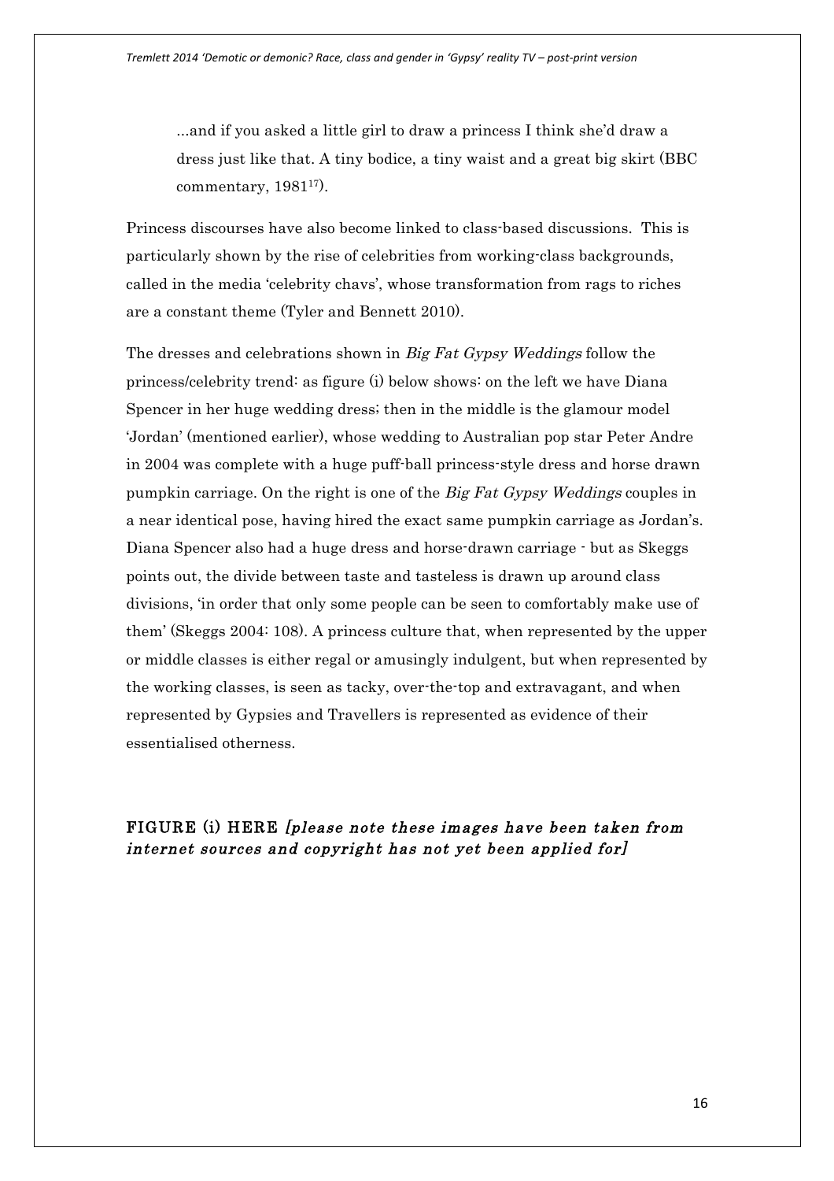> ...and if you asked a little girl to draw a princess I think she'd draw a dress just like that. A tiny bodice, a tiny waist and a great big skirt (BBC commentary, 1981[17]).

Princess discourses have also become linked to class-based discussions. This is particularly shown by the rise of celebrities from working-class backgrounds, called in the media 'celebrity chavs', whose transformation from rags to riches are a constant theme (Tyler and Bennett 2010).

The dresses and celebrations shown in *Big Fat Gypsy Weddings* follow the princess/celebrity trend: as figure (i) below shows: on the left we have Diana Spencer in her huge wedding dress; then in the middle is the glamour model 'Jordan' (mentioned earlier), whose wedding to Australian pop star Peter Andre in 2004 was complete with a huge puff-ball princess-style dress and horse drawn pumpkin carriage. On the right is one of the *Big Fat Gypsy Weddings* couples in a near identical pose, having hired the exact same pumpkin carriage as Jordan's. Diana Spencer also had a huge dress and horse-drawn carriage - but as Skeggs points out, the divide between taste and tasteless is drawn up around class divisions, 'in order that only some people can be seen to comfortably make use of them' (Skeggs 2004: 108). A princess culture that, when represented by the upper or middle classes is either regal or amusingly indulgent, but when represented by the working classes, is seen as tacky, over-the-top and extravagant, and when represented by Gypsies and Travellers is represented as evidence of their essentialised otherness.

**FIGURE (i) HERE** ***[please note these images have been taken from internet sources and copyright has not yet been applied for]***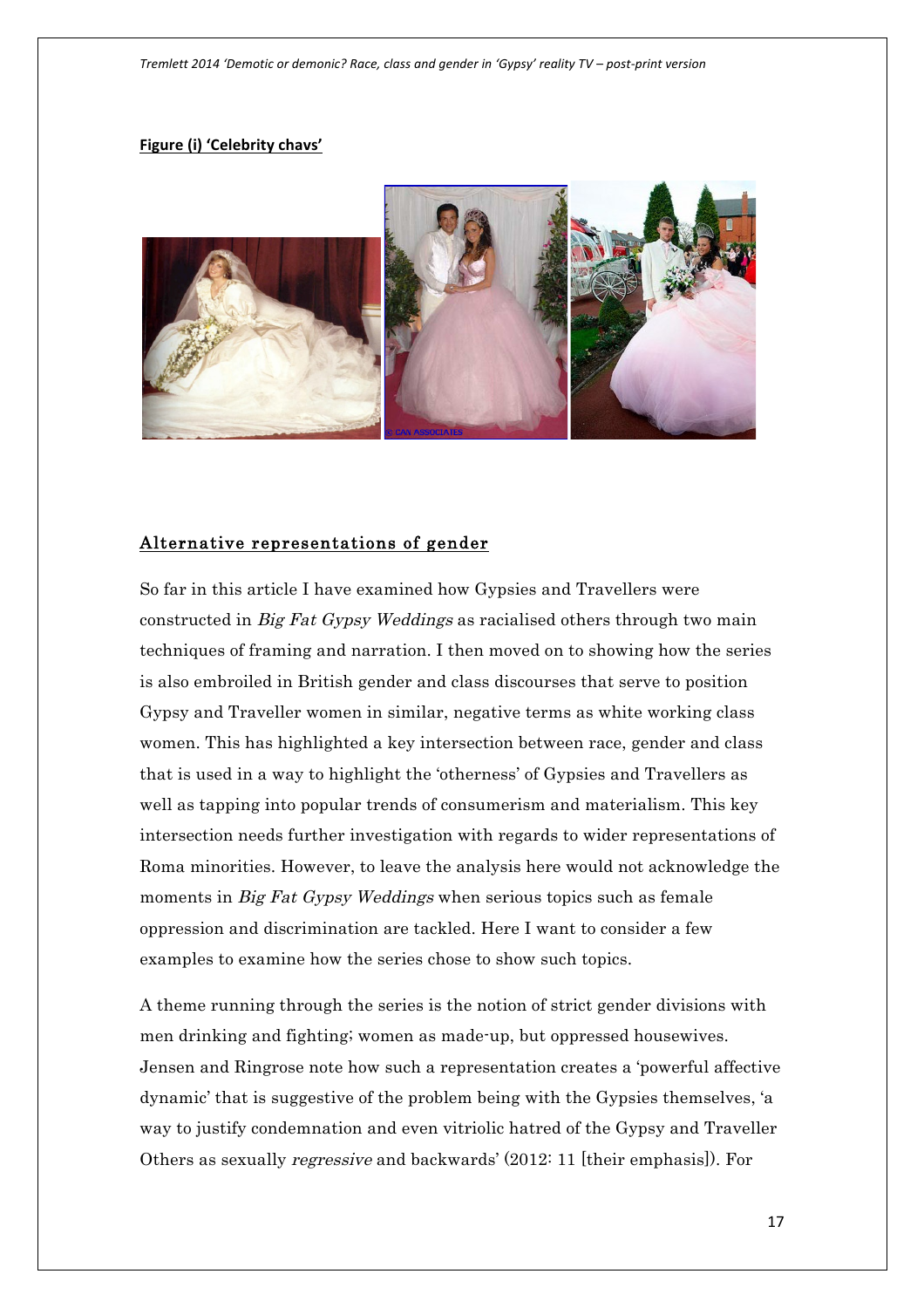**Figure (i) 'Celebrity chavs'**

## Alternative representations of gender

So far in this article I have examined how Gypsies and Travellers were constructed in *Big Fat Gypsy Weddings* as racialised others through two main techniques of framing and narration. I then moved on to showing how the series is also embroiled in British gender and class discourses that serve to position Gypsy and Traveller women in similar, negative terms as white working class women. This has highlighted a key intersection between race, gender and class that is used in a way to highlight the 'otherness' of Gypsies and Travellers as well as tapping into popular trends of consumerism and materialism. This key intersection needs further investigation with regards to wider representations of Roma minorities. However, to leave the analysis here would not acknowledge the moments in *Big Fat Gypsy Weddings* when serious topics such as female oppression and discrimination are tackled. Here I want to consider a few examples to examine how the series chose to show such topics.

A theme running through the series is the notion of strict gender divisions with men drinking and fighting; women as made-up, but oppressed housewives. Jensen and Ringrose note how such a representation creates a 'powerful affective dynamic' that is suggestive of the problem being with the Gypsies themselves, 'a way to justify condemnation and even vitriolic hatred of the Gypsy and Traveller Others as sexually *regressive* and backwards' (2012: 11 [their emphasis]). For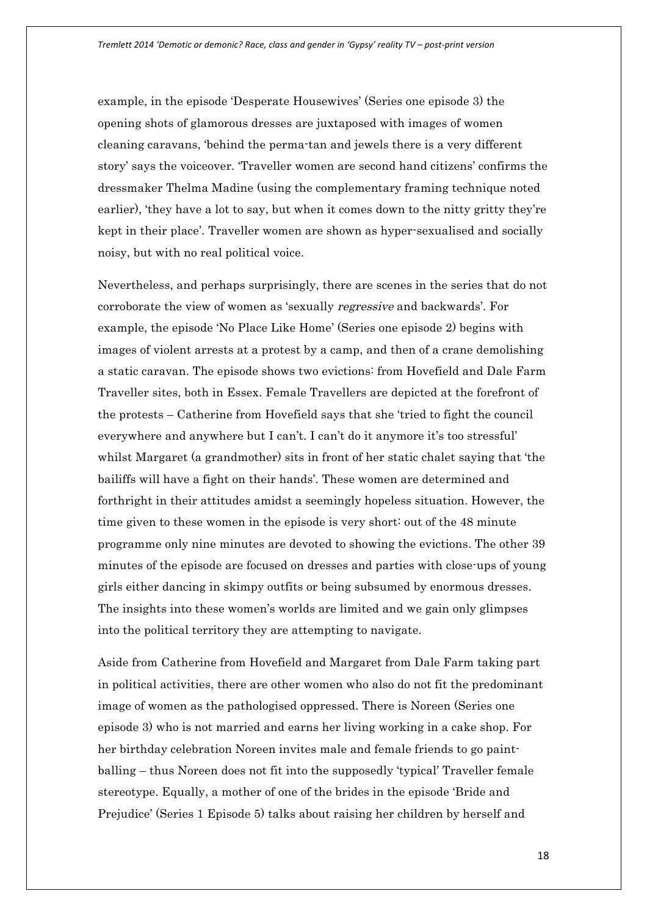example, in the episode 'Desperate Housewives' (Series one episode 3) the opening shots of glamorous dresses are juxtaposed with images of women cleaning caravans, 'behind the perma-tan and jewels there is a very different story' says the voiceover. 'Traveller women are second hand citizens' confirms the dressmaker Thelma Madine (using the complementary framing technique noted earlier), 'they have a lot to say, but when it comes down to the nitty gritty they're kept in their place'. Traveller women are shown as hyper-sexualised and socially noisy, but with no real political voice.

Nevertheless, and perhaps surprisingly, there are scenes in the series that do not corroborate the view of women as 'sexually *regressive* and backwards'. For example, the episode 'No Place Like Home' (Series one episode 2) begins with images of violent arrests at a protest by a camp, and then of a crane demolishing a static caravan. The episode shows two evictions: from Hovefield and Dale Farm Traveller sites, both in Essex. Female Travellers are depicted at the forefront of the protests – Catherine from Hovefield says that she 'tried to fight the council everywhere and anywhere but I can't. I can't do it anymore it's too stressful' whilst Margaret (a grandmother) sits in front of her static chalet saying that 'the bailiffs will have a fight on their hands'. These women are determined and forthright in their attitudes amidst a seemingly hopeless situation. However, the time given to these women in the episode is very short: out of the 48 minute programme only nine minutes are devoted to showing the evictions. The other 39 minutes of the episode are focused on dresses and parties with close-ups of young girls either dancing in skimpy outfits or being subsumed by enormous dresses. The insights into these women's worlds are limited and we gain only glimpses into the political territory they are attempting to navigate.

Aside from Catherine from Hovefield and Margaret from Dale Farm taking part in political activities, there are other women who also do not fit the predominant image of women as the pathologised oppressed. There is Noreen (Series one episode 3) who is not married and earns her living working in a cake shop. For her birthday celebration Noreen invites male and female friends to go paint-balling – thus Noreen does not fit into the supposedly 'typical' Traveller female stereotype. Equally, a mother of one of the brides in the episode 'Bride and Prejudice' (Series 1 Episode 5) talks about raising her children by herself and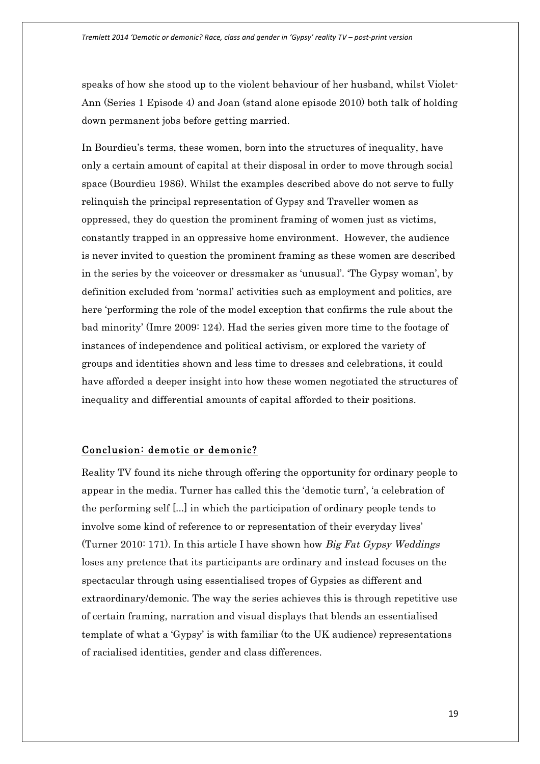speaks of how she stood up to the violent behaviour of her husband, whilst Violet-Ann (Series 1 Episode 4) and Joan (stand alone episode 2010) both talk of holding down permanent jobs before getting married.

In Bourdieu's terms, these women, born into the structures of inequality, have only a certain amount of capital at their disposal in order to move through social space (Bourdieu 1986). Whilst the examples described above do not serve to fully relinquish the principal representation of Gypsy and Traveller women as oppressed, they do question the prominent framing of women just as victims, constantly trapped in an oppressive home environment. However, the audience is never invited to question the prominent framing as these women are described in the series by the voiceover or dressmaker as 'unusual'. 'The Gypsy woman', by definition excluded from 'normal' activities such as employment and politics, are here 'performing the role of the model exception that confirms the rule about the bad minority' (Imre 2009: 124). Had the series given more time to the footage of instances of independence and political activism, or explored the variety of groups and identities shown and less time to dresses and celebrations, it could have afforded a deeper insight into how these women negotiated the structures of inequality and differential amounts of capital afforded to their positions.

## Conclusion: demotic or demonic?

Reality TV found its niche through offering the opportunity for ordinary people to appear in the media. Turner has called this the 'demotic turn', 'a celebration of the performing self [...] in which the participation of ordinary people tends to involve some kind of reference to or representation of their everyday lives' (Turner 2010: 171). In this article I have shown how *Big Fat Gypsy Weddings* loses any pretence that its participants are ordinary and instead focuses on the spectacular through using essentialised tropes of Gypsies as different and extraordinary/demonic. The way the series achieves this is through repetitive use of certain framing, narration and visual displays that blends an essentialised template of what a 'Gypsy' is with familiar (to the UK audience) representations of racialised identities, gender and class differences.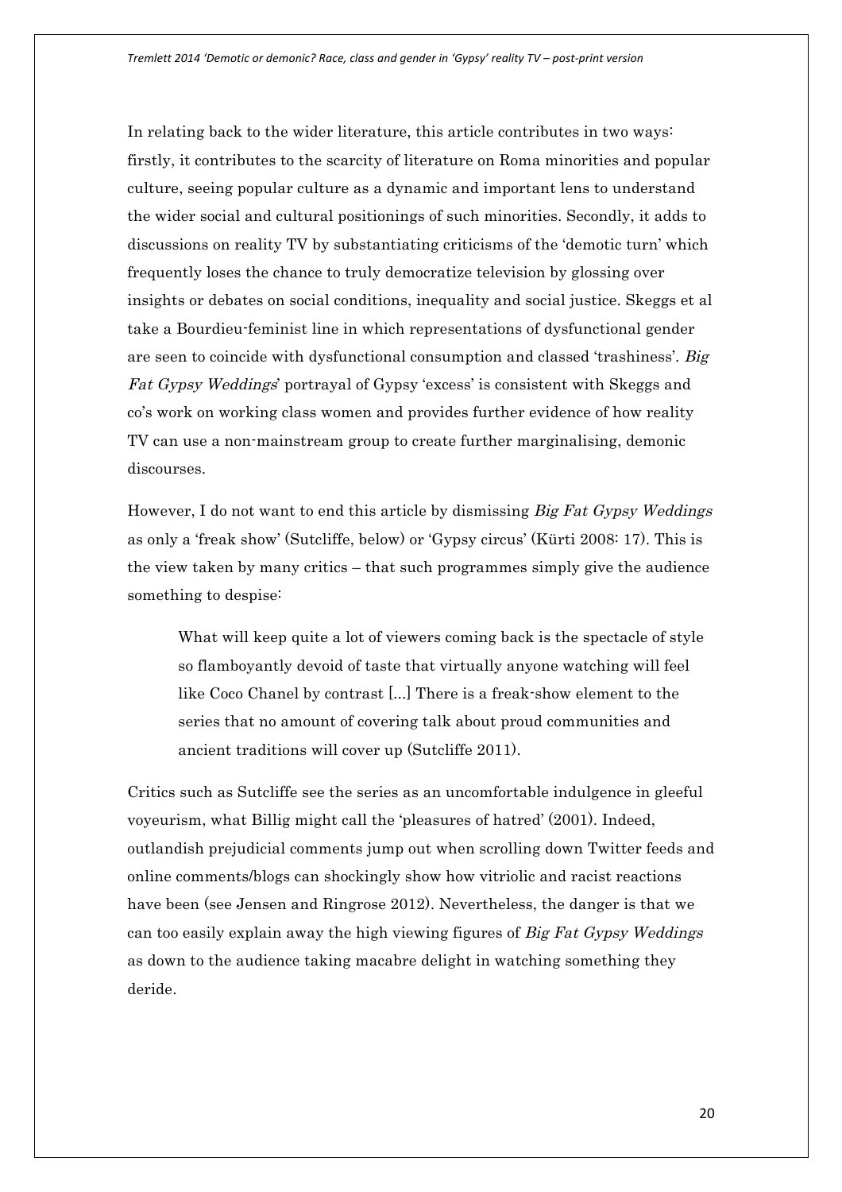In relating back to the wider literature, this article contributes in two ways: firstly, it contributes to the scarcity of literature on Roma minorities and popular culture, seeing popular culture as a dynamic and important lens to understand the wider social and cultural positionings of such minorities. Secondly, it adds to discussions on reality TV by substantiating criticisms of the 'demotic turn' which frequently loses the chance to truly democratize television by glossing over insights or debates on social conditions, inequality and social justice. Skeggs et al take a Bourdieu-feminist line in which representations of dysfunctional gender are seen to coincide with dysfunctional consumption and classed 'trashiness'. *Big Fat Gypsy Weddings*' portrayal of Gypsy 'excess' is consistent with Skeggs and co's work on working class women and provides further evidence of how reality TV can use a non-mainstream group to create further marginalising, demonic discourses.

However, I do not want to end this article by dismissing *Big Fat Gypsy Weddings* as only a 'freak show' (Sutcliffe, below) or 'Gypsy circus' (Kürti 2008: 17). This is the view taken by many critics – that such programmes simply give the audience something to despise:

> What will keep quite a lot of viewers coming back is the spectacle of style so flamboyantly devoid of taste that virtually anyone watching will feel like Coco Chanel by contrast [...] There is a freak-show element to the series that no amount of covering talk about proud communities and ancient traditions will cover up (Sutcliffe 2011).

Critics such as Sutcliffe see the series as an uncomfortable indulgence in gleeful voyeurism, what Billig might call the 'pleasures of hatred' (2001). Indeed, outlandish prejudicial comments jump out when scrolling down Twitter feeds and online comments/blogs can shockingly show how vitriolic and racist reactions have been (see Jensen and Ringrose 2012). Nevertheless, the danger is that we can too easily explain away the high viewing figures of *Big Fat Gypsy Weddings* as down to the audience taking macabre delight in watching something they deride.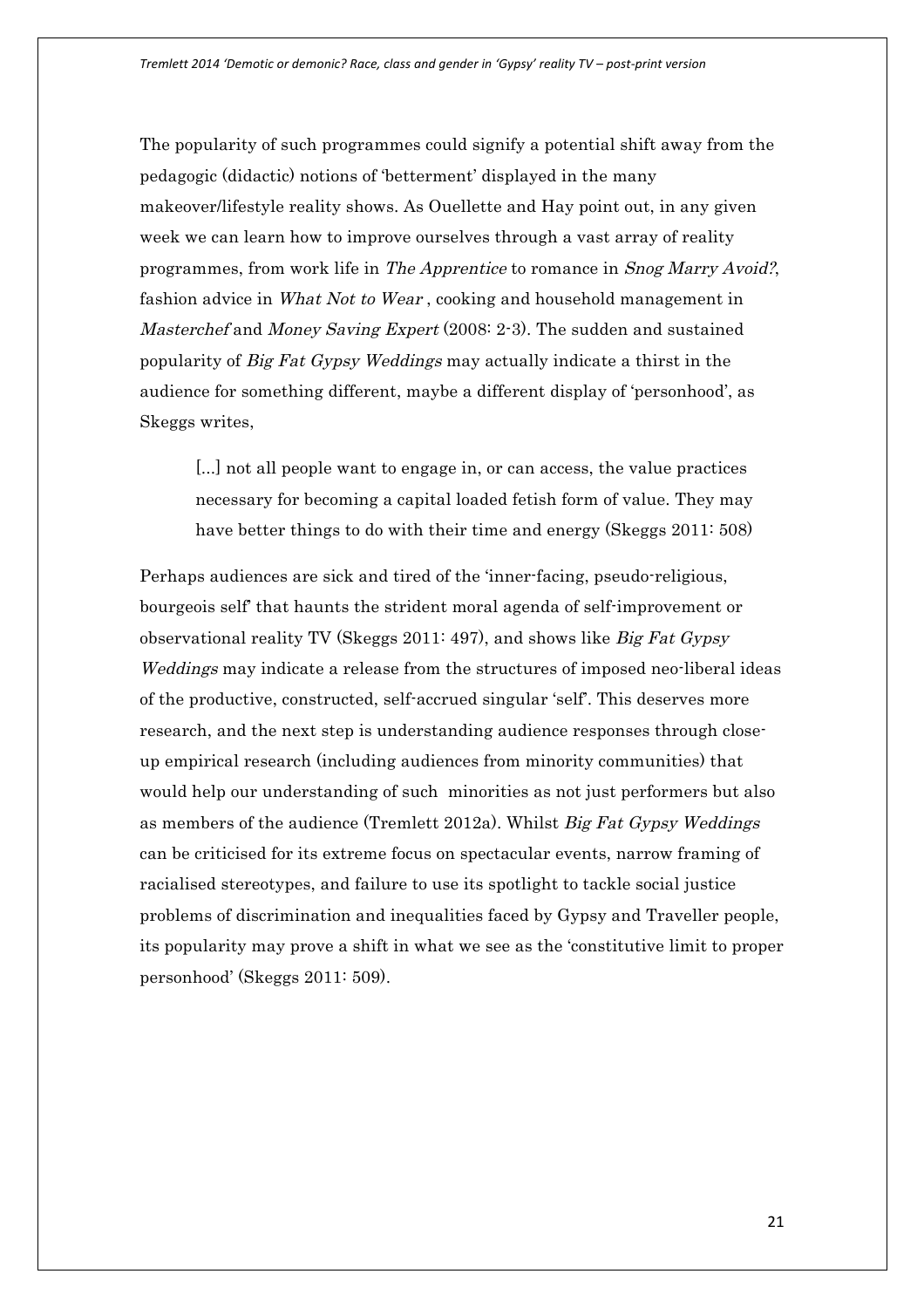The popularity of such programmes could signify a potential shift away from the pedagogic (didactic) notions of 'betterment' displayed in the many makeover/lifestyle reality shows. As Ouellette and Hay point out, in any given week we can learn how to improve ourselves through a vast array of reality programmes, from work life in *The Apprentice* to romance in *Snog Marry Avoid?*, fashion advice in *What Not to Wear* , cooking and household management in *Masterchef* and *Money Saving Expert* (2008: 2-3). The sudden and sustained popularity of *Big Fat Gypsy Weddings* may actually indicate a thirst in the audience for something different, maybe a different display of 'personhood', as Skeggs writes,

> [...] not all people want to engage in, or can access, the value practices necessary for becoming a capital loaded fetish form of value. They may have better things to do with their time and energy (Skeggs 2011: 508)

Perhaps audiences are sick and tired of the 'inner-facing, pseudo-religious, bourgeois self' that haunts the strident moral agenda of self-improvement or observational reality TV (Skeggs 2011: 497), and shows like *Big Fat Gypsy Weddings* may indicate a release from the structures of imposed neo-liberal ideas of the productive, constructed, self-accrued singular 'self'. This deserves more research, and the next step is understanding audience responses through close-up empirical research (including audiences from minority communities) that would help our understanding of such minorities as not just performers but also as members of the audience (Tremlett 2012a). Whilst *Big Fat Gypsy Weddings* can be criticised for its extreme focus on spectacular events, narrow framing of racialised stereotypes, and failure to use its spotlight to tackle social justice problems of discrimination and inequalities faced by Gypsy and Traveller people, its popularity may prove a shift in what we see as the 'constitutive limit to proper personhood' (Skeggs 2011: 509).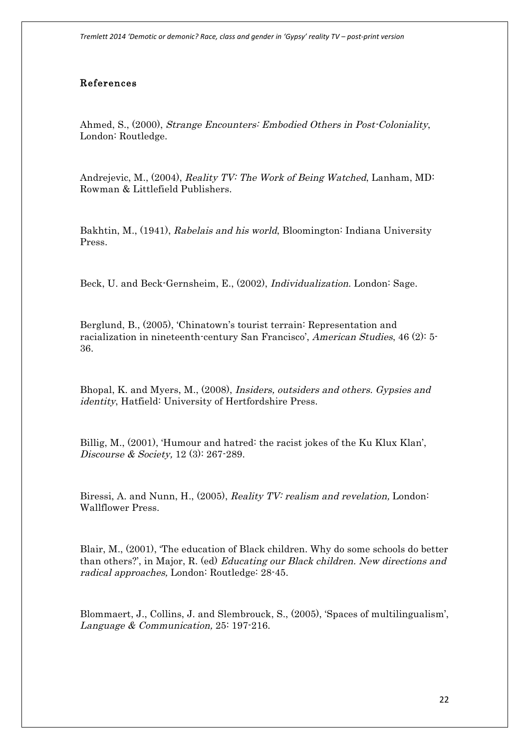## References

Ahmed, S., (2000), *Strange Encounters: Embodied Others in Post-Coloniality*, London: Routledge.

Andrejevic, M., (2004), *Reality TV: The Work of Being Watched*, Lanham, MD: Rowman & Littlefield Publishers.

Bakhtin, M., (1941), *Rabelais and his world*, Bloomington: Indiana University Press.

Beck, U. and Beck-Gernsheim, E., (2002), *Individualization*. London: Sage.

Berglund, B., (2005), 'Chinatown's tourist terrain: Representation and racialization in nineteenth-century San Francisco', *American Studies*, 46 (2): 5-36.

Bhopal, K. and Myers, M., (2008), *Insiders, outsiders and others. Gypsies and identity*, Hatfield: University of Hertfordshire Press.

Billig, M., (2001), 'Humour and hatred: the racist jokes of the Ku Klux Klan', *Discourse & Society,* 12 (3): 267-289.

Biressi, A. and Nunn, H., (2005), *Reality TV: realism and revelation,* London: Wallflower Press.

Blair, M., (2001), 'The education of Black children. Why do some schools do better than others?', in Major, R. (ed) *Educating our Black children. New directions and radical approaches,* London: Routledge: 28-45.

Blommaert, J., Collins, J. and Slembrouck, S., (2005), 'Spaces of multilingualism', *Language & Communication,* 25: 197-216.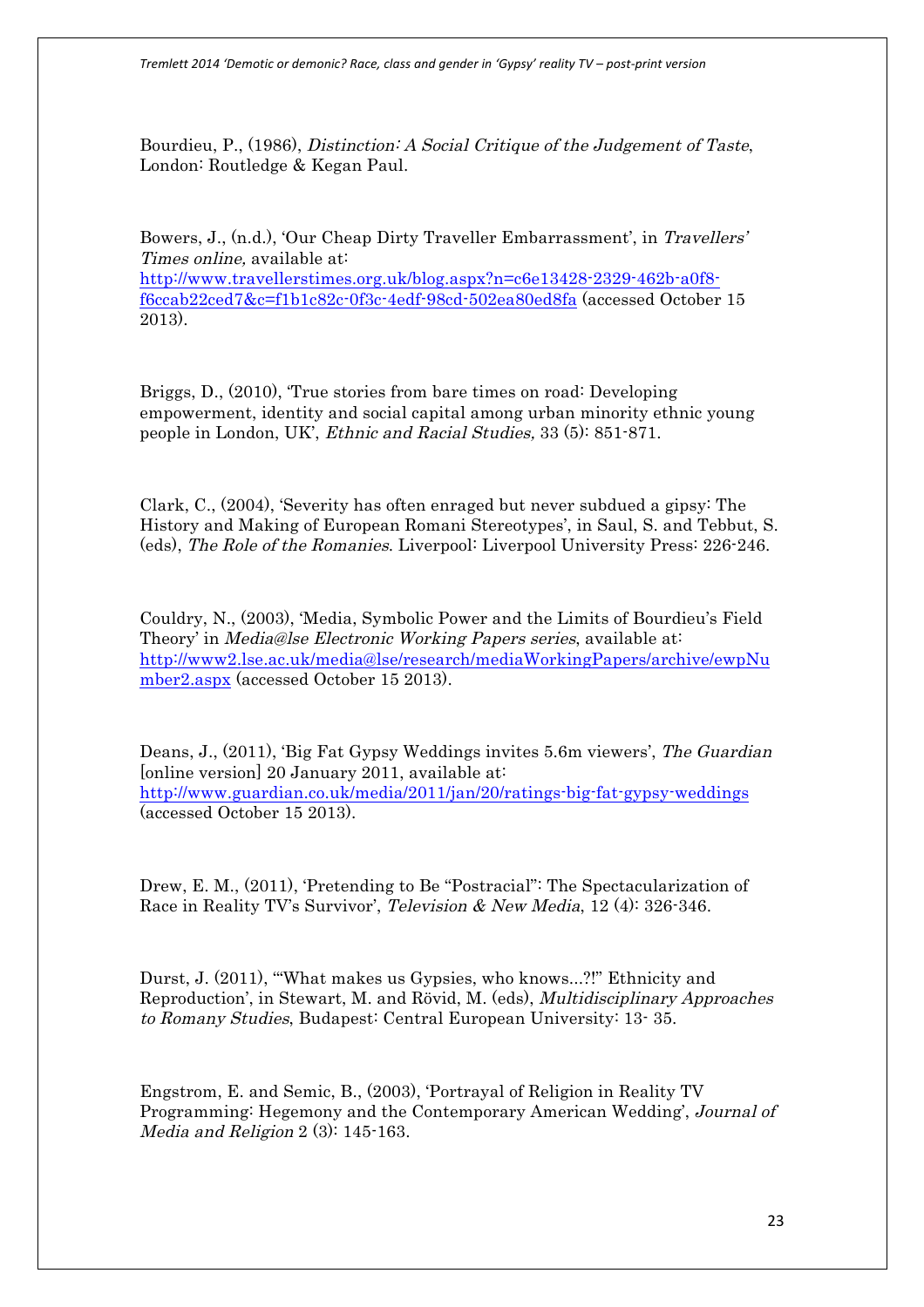Bourdieu, P., (1986), *Distinction: A Social Critique of the Judgement of Taste*, London: Routledge & Kegan Paul.

Bowers, J., (n.d.), 'Our Cheap Dirty Traveller Embarrassment', in *Travellers' Times online,* available at: http://www.travellerstimes.org.uk/blog.aspx?n=c6e13428-2329-462b-a0f8-f6ccab22ced7&c=f1b1c82c-0f3c-4edf-98cd-502ea80ed8fa (accessed October 15 2013).

Briggs, D., (2010), 'True stories from bare times on road: Developing empowerment, identity and social capital among urban minority ethnic young people in London, UK', *Ethnic and Racial Studies,* 33 (5): 851-871.

Clark, C., (2004), 'Severity has often enraged but never subdued a gipsy: The History and Making of European Romani Stereotypes', in Saul, S. and Tebbut, S. (eds), *The Role of the Romanies*. Liverpool: Liverpool University Press: 226-246.

Couldry, N., (2003), 'Media, Symbolic Power and the Limits of Bourdieu's Field Theory' in *Media@lse Electronic Working Papers series*, available at: http://www2.lse.ac.uk/media@lse/research/mediaWorkingPapers/archive/ewpNumber2.aspx (accessed October 15 2013).

Deans, J., (2011), 'Big Fat Gypsy Weddings invites 5.6m viewers', *The Guardian* [online version] 20 January 2011, available at: http://www.guardian.co.uk/media/2011/jan/20/ratings-big-fat-gypsy-weddings (accessed October 15 2013).

Drew, E. M., (2011), 'Pretending to Be "Postracial": The Spectacularization of Race in Reality TV's Survivor', *Television & New Media*, 12 (4): 326-346.

Durst, J. (2011), '"What makes us Gypsies, who knows...?!" Ethnicity and Reproduction', in Stewart, M. and Rövid, M. (eds), *Multidisciplinary Approaches to Romany Studies*, Budapest: Central European University: 13- 35.

Engstrom, E. and Semic, B., (2003), 'Portrayal of Religion in Reality TV Programming: Hegemony and the Contemporary American Wedding', *Journal of Media and Religion* 2 (3): 145-163.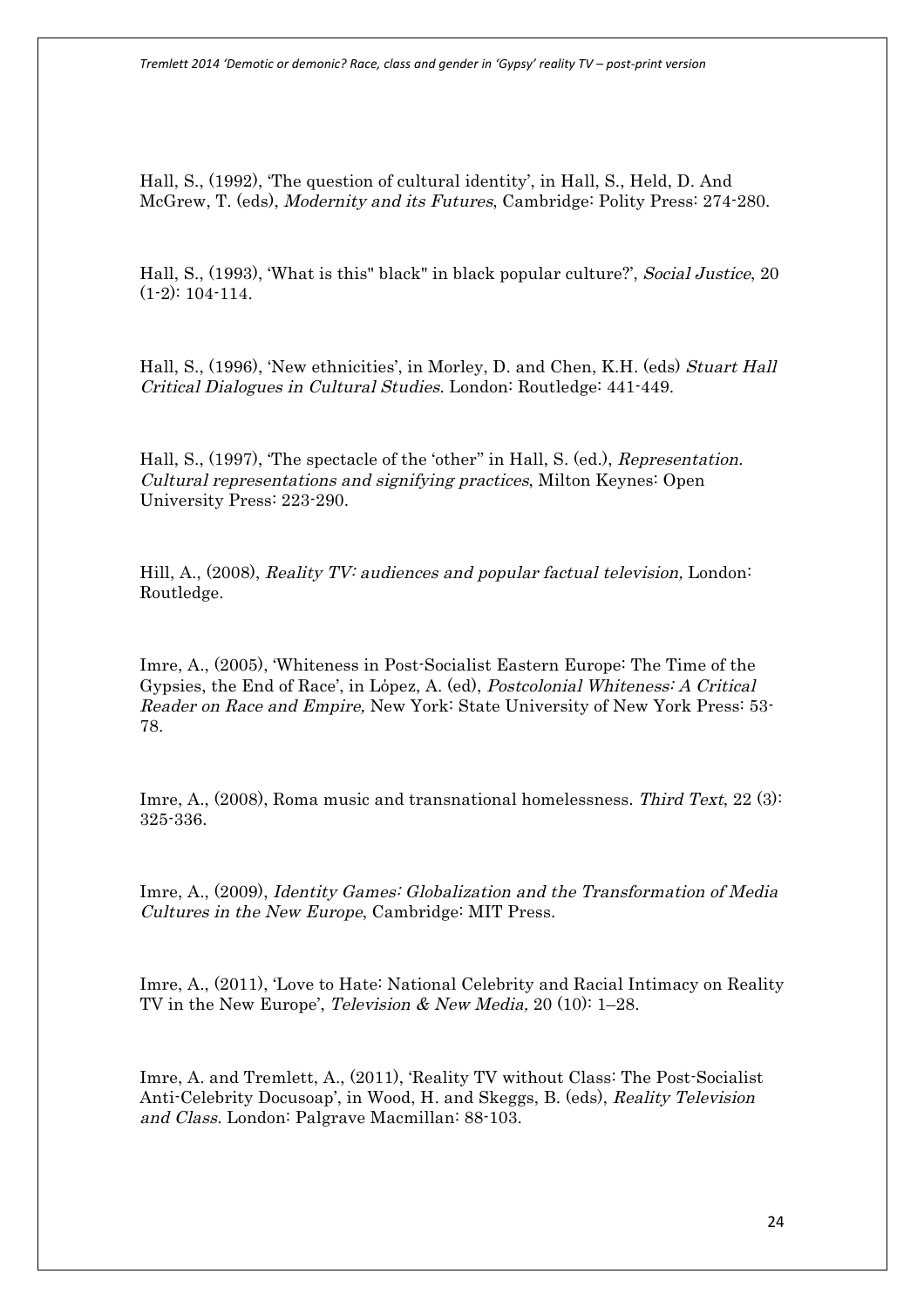Hall, S., (1992), 'The question of cultural identity', in Hall, S., Held, D. And McGrew, T. (eds), *Modernity and its Futures*, Cambridge: Polity Press: 274-280.

Hall, S., (1993), 'What is this" black" in black popular culture?', *Social Justice*, 20 (1-2): 104-114.

Hall, S., (1996), 'New ethnicities', in Morley, D. and Chen, K.H. (eds) *Stuart Hall Critical Dialogues in Cultural Studies.* London: Routledge: 441-449.

Hall, S., (1997), 'The spectacle of the 'other'' in Hall, S. (ed.), *Representation. Cultural representations and signifying practices*, Milton Keynes: Open University Press: 223-290.

Hill, A., (2008), *Reality TV: audiences and popular factual television,* London: Routledge.

Imre, A., (2005), 'Whiteness in Post-Socialist Eastern Europe: The Time of the Gypsies, the End of Race', in López, A. (ed), *Postcolonial Whiteness: A Critical Reader on Race and Empire,* New York: State University of New York Press: 53-78.

Imre, A., (2008), Roma music and transnational homelessness. *Third Text*, 22 (3): 325-336.

Imre, A., (2009), *Identity Games: Globalization and the Transformation of Media Cultures in the New Europe*, Cambridge: MIT Press.

Imre, A., (2011), 'Love to Hate: National Celebrity and Racial Intimacy on Reality TV in the New Europe', *Television & New Media,* 20 (10): 1–28.

Imre, A. and Tremlett, A., (2011), 'Reality TV without Class: The Post-Socialist Anti-Celebrity Docusoap', in Wood, H. and Skeggs, B. (eds), *Reality Television and Class*. London: Palgrave Macmillan: 88-103.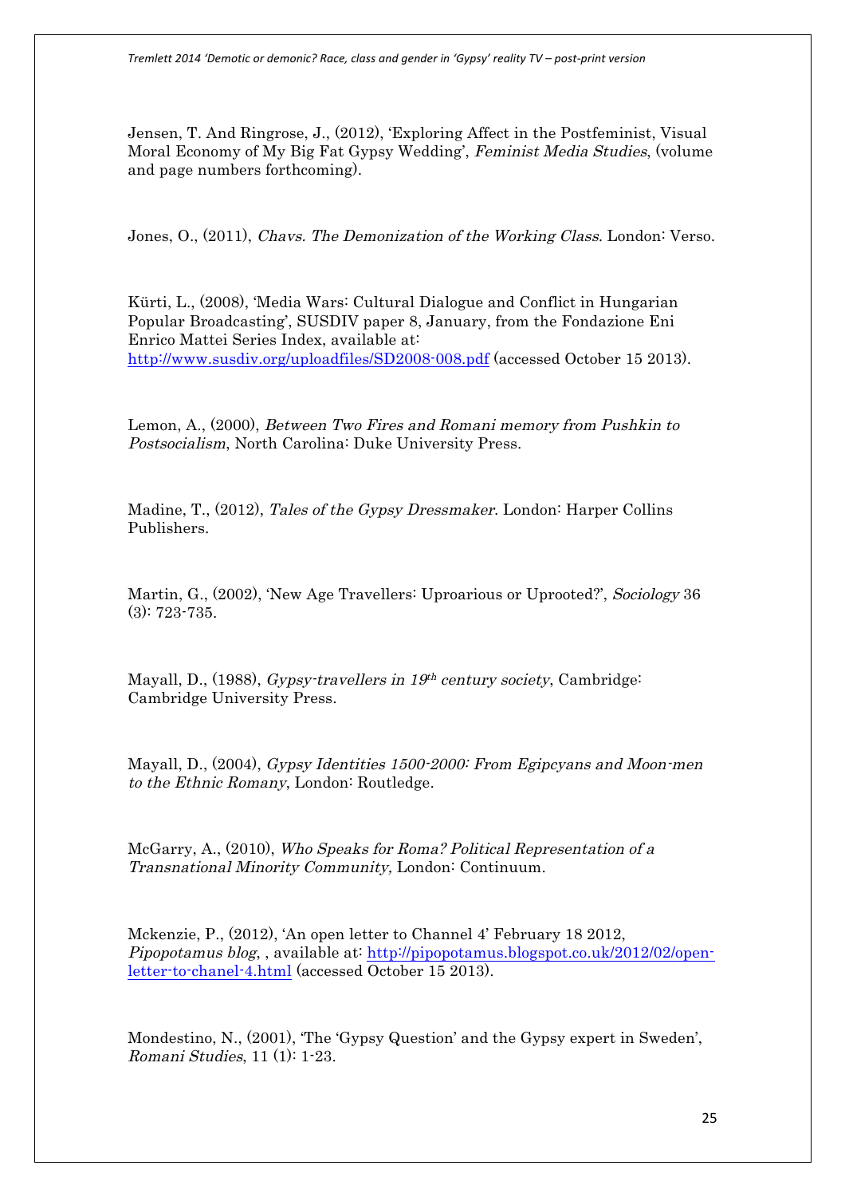Jensen, T. And Ringrose, J., (2012), 'Exploring Affect in the Postfeminist, Visual Moral Economy of My Big Fat Gypsy Wedding', *Feminist Media Studies*, (volume and page numbers forthcoming).

Jones, O., (2011), *Chavs. The Demonization of the Working Class*. London: Verso.

Kürti, L., (2008), 'Media Wars: Cultural Dialogue and Conflict in Hungarian Popular Broadcasting', SUSDIV paper 8, January, from the Fondazione Eni Enrico Mattei Series Index, available at: http://www.susdiv.org/uploadfiles/SD2008-008.pdf (accessed October 15 2013).

Lemon, A., (2000), *Between Two Fires and Romani memory from Pushkin to Postsocialism*, North Carolina: Duke University Press.

Madine, T., (2012), *Tales of the Gypsy Dressmaker*. London: Harper Collins Publishers.

Martin, G., (2002), 'New Age Travellers: Uproarious or Uprooted?', *Sociology* 36 (3): 723-735.

Mayall, D., (1988), *Gypsy-travellers in 19th century society*, Cambridge: Cambridge University Press.

Mayall, D., (2004), *Gypsy Identities 1500-2000: From Egipcyans and Moon-men to the Ethnic Romany*, London: Routledge.

McGarry, A., (2010), *Who Speaks for Roma? Political Representation of a Transnational Minority Community,* London: Continuum.

Mckenzie, P., (2012), 'An open letter to Channel 4' February 18 2012, *Pipopotamus blog*, , available at: http://pipopotamus.blogspot.co.uk/2012/02/open-letter-to-chanel-4.html (accessed October 15 2013).

Mondestino, N., (2001), 'The 'Gypsy Question' and the Gypsy expert in Sweden', *Romani Studies*, 11 (1): 1-23.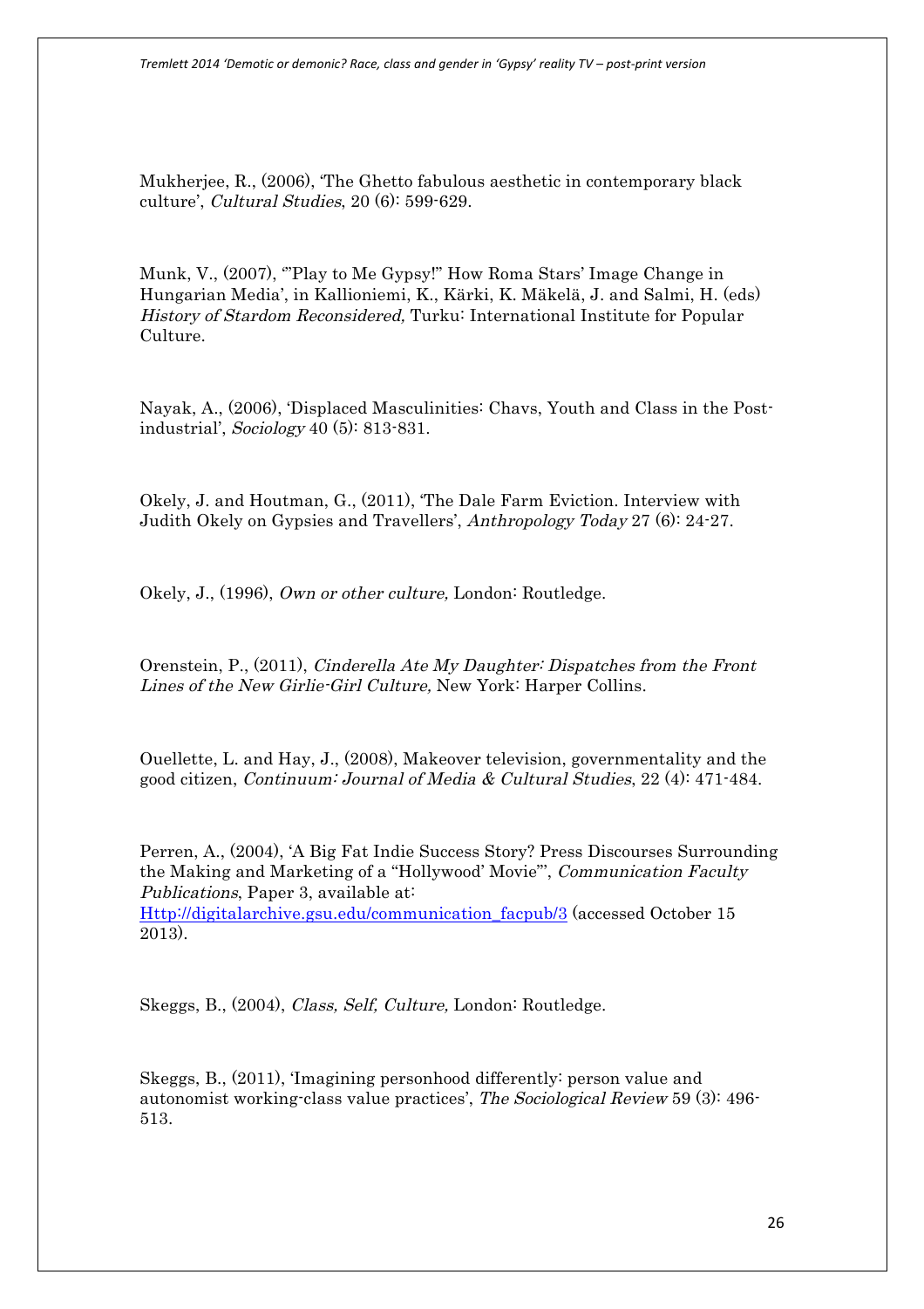Mukherjee, R., (2006), 'The Ghetto fabulous aesthetic in contemporary black culture', *Cultural Studies*, 20 (6): 599-629.

Munk, V., (2007), '"Play to Me Gypsy!" How Roma Stars' Image Change in Hungarian Media', in Kallioniemi, K., Kärki, K. Mäkelä, J. and Salmi, H. (eds) *History of Stardom Reconsidered,* Turku: International Institute for Popular Culture.

Nayak, A., (2006), 'Displaced Masculinities: Chavs, Youth and Class in the Post-industrial', *Sociology* 40 (5): 813-831.

Okely, J. and Houtman, G., (2011), 'The Dale Farm Eviction. Interview with Judith Okely on Gypsies and Travellers', *Anthropology Today* 27 (6): 24-27.

Okely, J., (1996), *Own or other culture,* London: Routledge.

Orenstein, P., (2011), *Cinderella Ate My Daughter: Dispatches from the Front Lines of the New Girlie-Girl Culture,* New York: Harper Collins.

Ouellette, L. and Hay, J., (2008), Makeover television, governmentality and the good citizen, *Continuum: Journal of Media & Cultural Studies*, 22 (4): 471-484.

Perren, A., (2004), 'A Big Fat Indie Success Story? Press Discourses Surrounding the Making and Marketing of a "Hollywood' Movie"', *Communication Faculty Publications*, Paper 3, available at: Http://digitalarchive.gsu.edu/communication_facpub/3 (accessed October 15 2013).

Skeggs, B., (2004), *Class, Self, Culture,* London: Routledge.

Skeggs, B., (2011), 'Imagining personhood differently: person value and autonomist working-class value practices', *The Sociological Review* 59 (3): 496-513.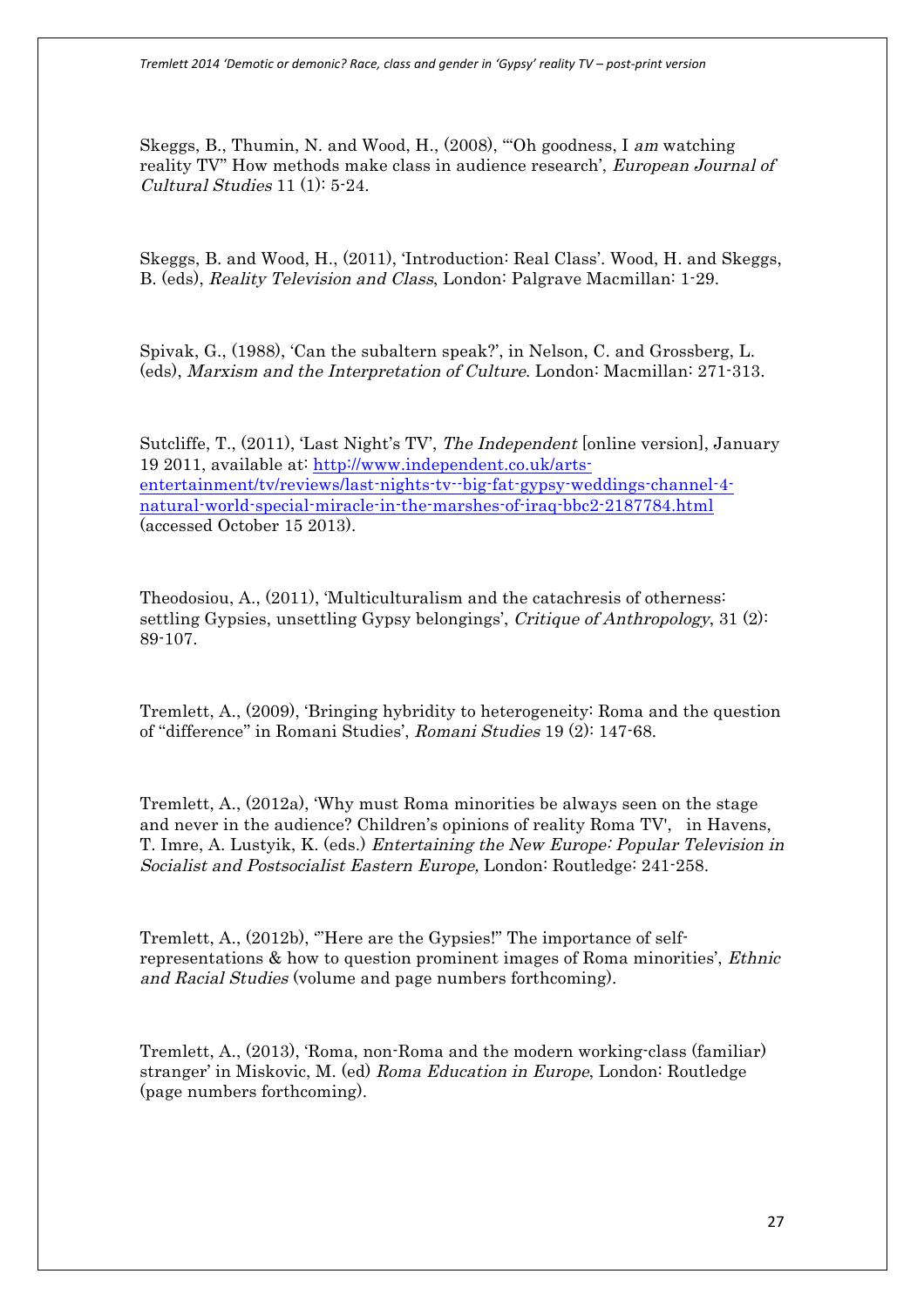Skeggs, B., Thumin, N. and Wood, H., (2008), '"Oh goodness, I *am* watching reality TV" How methods make class in audience research', *European Journal of Cultural Studies* 11 (1): 5-24.

Skeggs, B. and Wood, H., (2011), 'Introduction: Real Class'. Wood, H. and Skeggs, B. (eds), *Reality Television and Class*, London: Palgrave Macmillan: 1-29.

Spivak, G., (1988), 'Can the subaltern speak?', in Nelson, C. and Grossberg, L. (eds), *Marxism and the Interpretation of Culture*. London: Macmillan: 271-313.

Sutcliffe, T., (2011), 'Last Night's TV', *The Independent* [online version], January 19 2011, available at: http://www.independent.co.uk/arts-entertainment/tv/reviews/last-nights-tv--big-fat-gypsy-weddings-channel-4-natural-world-special-miracle-in-the-marshes-of-iraq-bbc2-2187784.html (accessed October 15 2013).

Theodosiou, A., (2011), 'Multiculturalism and the catachresis of otherness: settling Gypsies, unsettling Gypsy belongings', *Critique of Anthropology*, 31 (2): 89-107.

Tremlett, A., (2009), 'Bringing hybridity to heterogeneity: Roma and the question of "difference" in Romani Studies', *Romani Studies* 19 (2): 147-68.

Tremlett, A., (2012a), 'Why must Roma minorities be always seen on the stage and never in the audience? Children's opinions of reality Roma TV', in Havens, T. Imre, A. Lustyik, K. (eds.) *Entertaining the New Europe: Popular Television in Socialist and Postsocialist Eastern Europe,* London: Routledge: 241-258.

Tremlett, A., (2012b), '"Here are the Gypsies!" The importance of self-representations & how to question prominent images of Roma minorities', *Ethnic and Racial Studies* (volume and page numbers forthcoming).

Tremlett, A., (2013), 'Roma, non-Roma and the modern working-class (familiar) stranger' in Miskovic, M. (ed) *Roma Education in Europe*, London: Routledge (page numbers forthcoming).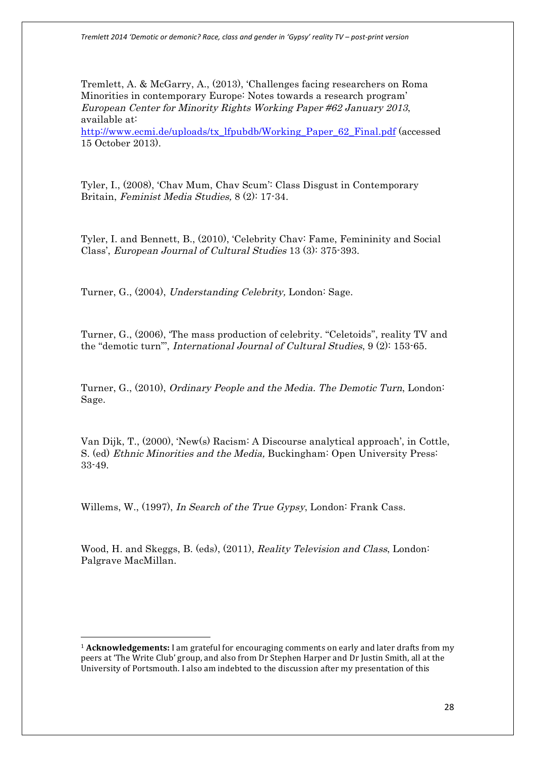Tremlett, A. & McGarry, A., (2013), 'Challenges facing researchers on Roma Minorities in contemporary Europe: Notes towards a research program' *European Center for Minority Rights Working Paper #62 January 2013*, available at: http://www.ecmi.de/uploads/tx_lfpubdb/Working_Paper_62_Final.pdf (accessed 15 October 2013).

Tyler, I., (2008), 'Chav Mum, Chav Scum': Class Disgust in Contemporary Britain, *Feminist Media Studies,* 8 (2): 17-34.

Tyler, I. and Bennett, B., (2010), 'Celebrity Chav: Fame, Femininity and Social Class', *European Journal of Cultural Studies* 13 (3): 375-393.

Turner, G., (2004), *Understanding Celebrity,* London: Sage.

Turner, G., (2006), 'The mass production of celebrity. "Celetoids", reality TV and the "demotic turn"', *International Journal of Cultural Studies*, 9 (2): 153-65.

Turner, G., (2010), *Ordinary People and the Media. The Demotic Turn*, London: Sage.

Van Dijk, T., (2000), 'New(s) Racism: A Discourse analytical approach', in Cottle, S. (ed) *Ethnic Minorities and the Media,* Buckingham: Open University Press: 33-49.

Willems, W., (1997), *In Search of the True Gypsy*, London: Frank Cass.

Wood, H. and Skeggs, B. (eds), (2011), *Reality Television and Class*, London: Palgrave MacMillan.

---

[1] **Acknowledgements:** I am grateful for encouraging comments on early and later drafts from my peers at 'The Write Club' group, and also from Dr Stephen Harper and Dr Justin Smith, all at the University of Portsmouth. I also am indebted to the discussion after my presentation of this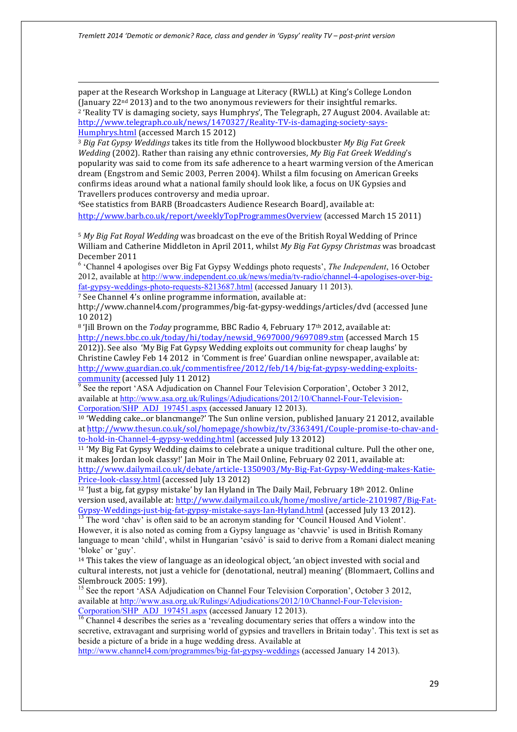paper at the Research Workshop in Language at Literacy (RWLL) at King's College London (January 22nd 2013) and to the two anonymous reviewers for their insightful remarks.

[2] 'Reality TV is damaging society, says Humphrys', The Telegraph, 27 August 2004. Available at: http://www.telegraph.co.uk/news/1470327/Reality-TV-is-damaging-society-says-Humphrys.html (accessed March 15 2012)

[3] *Big Fat Gypsy Weddings* takes its title from the Hollywood blockbuster *My Big Fat Greek Wedding* (2002). Rather than raising any ethnic controversies, *My Big Fat Greek Wedding*'s popularity was said to come from its safe adherence to a heart warming version of the American dream (Engstrom and Semic 2003, Perren 2004). Whilst a film focusing on American Greeks confirms ideas around what a national family should look like, a focus on UK Gypsies and Travellers produces controversy and media uproar.

[4] See statistics from BARB (Broadcasters Audience Research Board], available at: http://www.barb.co.uk/report/weeklyTopProgrammesOverview (accessed March 15 2011)

[5] *My Big Fat Royal Wedding* was broadcast on the eve of the British Royal Wedding of Prince William and Catherine Middleton in April 2011, whilst *My Big Fat Gypsy Christmas* was broadcast December 2011

[6] 'Channel 4 apologises over Big Fat Gypsy Weddings photo requests', *The Independent*, 16 October 2012, available at http://www.independent.co.uk/news/media/tv-radio/channel-4-apologises-over-big-fat-gypsy-weddings-photo-requests-8213687.html (accessed January 11 2013).

[7] See Channel 4's online programme information, available at: http://www.channel4.com/programmes/big-fat-gypsy-weddings/articles/dvd (accessed June 10 2012)

[8] 'Jill Brown on the *Today* programme, BBC Radio 4, February 17th 2012, available at: http://news.bbc.co.uk/today/hi/today/newsid_9697000/9697089.stm (accessed March 15 2012)). See also 'My Big Fat Gypsy Wedding exploits out community for cheap laughs' by Christine Cawley Feb 14 2012 in 'Comment is free' Guardian online newspaper, available at: http://www.guardian.co.uk/commentisfree/2012/feb/14/big-fat-gypsy-wedding-exploits-community (accessed July 11 2012)

[9] See the report 'ASA Adjudication on Channel Four Television Corporation', October 3 2012, available at http://www.asa.org.uk/Rulings/Adjudications/2012/10/Channel-Four-Television-Corporation/SHP_ADJ_197451.aspx (accessed January 12 2013).

[10] 'Wedding cake...or blancmange?' The Sun online version, published January 21 2012, available at http://www.thesun.co.uk/sol/homepage/showbiz/tv/3363491/Couple-promise-to-chav-and-to-hold-in-Channel-4-gypsy-wedding.html (accessed July 13 2012)

[11] 'My Big Fat Gypsy Wedding claims to celebrate a unique traditional culture. Pull the other one, it makes Jordan look classy!' Jan Moir in The Mail Online, February 02 2011, available at: http://www.dailymail.co.uk/debate/article-1350903/My-Big-Fat-Gypsy-Wedding-makes-Katie-Price-look-classy.html (accessed July 13 2012)

[12] 'Just a big, fat gypsy mistake' by Ian Hyland in The Daily Mail, February 18th 2012. Online version used, available at: http://www.dailymail.co.uk/home/moslive/article-2101987/Big-Fat-Gypsy-Weddings-just-big-fat-gypsy-mistake-says-Ian-Hyland.html (accessed July 13 2012).

[13] The word 'chav' is often said to be an acronym standing for 'Council Housed And Violent'. However, it is also noted as coming from a Gypsy language as 'chavvie' is used in British Romany language to mean 'child', whilst in Hungarian 'csávó' is said to derive from a Romani dialect meaning 'bloke' or 'guy'.

[14] This takes the view of language as an ideological object, 'an object invested with social and cultural interests, not just a vehicle for (denotational, neutral) meaning' (Blommaert, Collins and Slembrouck 2005: 199).

[15] See the report 'ASA Adjudication on Channel Four Television Corporation', October 3 2012, available at http://www.asa.org.uk/Rulings/Adjudications/2012/10/Channel-Four-Television-Corporation/SHP_ADJ_197451.aspx (accessed January 12 2013).

[16] Channel 4 describes the series as a 'revealing documentary series that offers a window into the secretive, extravagant and surprising world of gypsies and travellers in Britain today'. This text is set as beside a picture of a bride in a huge wedding dress. Available at http://www.channel4.com/programmes/big-fat-gypsy-weddings (accessed January 14 2013).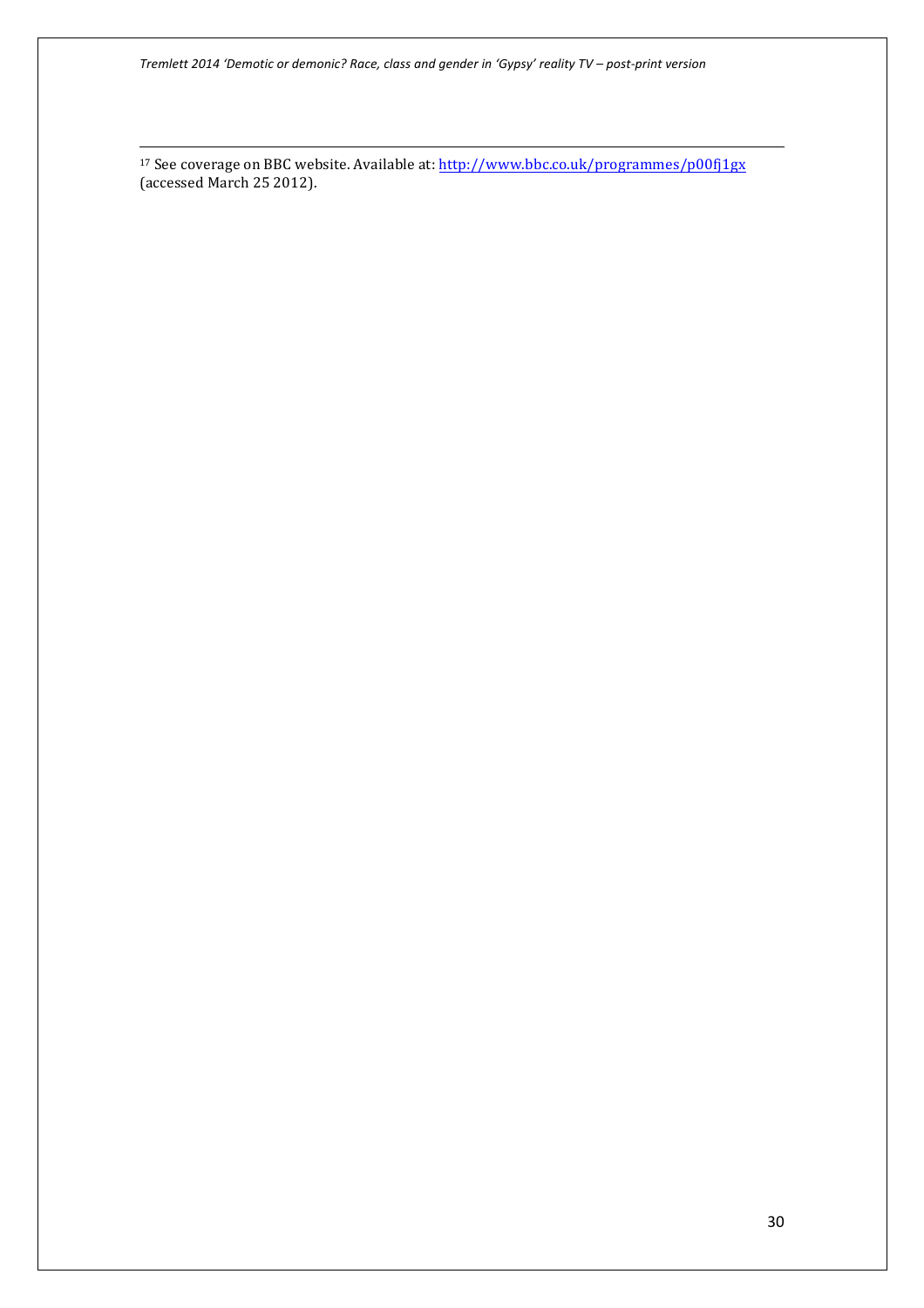[17] See coverage on BBC website. Available at: http://www.bbc.co.uk/programmes/p00fj1gx (accessed March 25 2012).